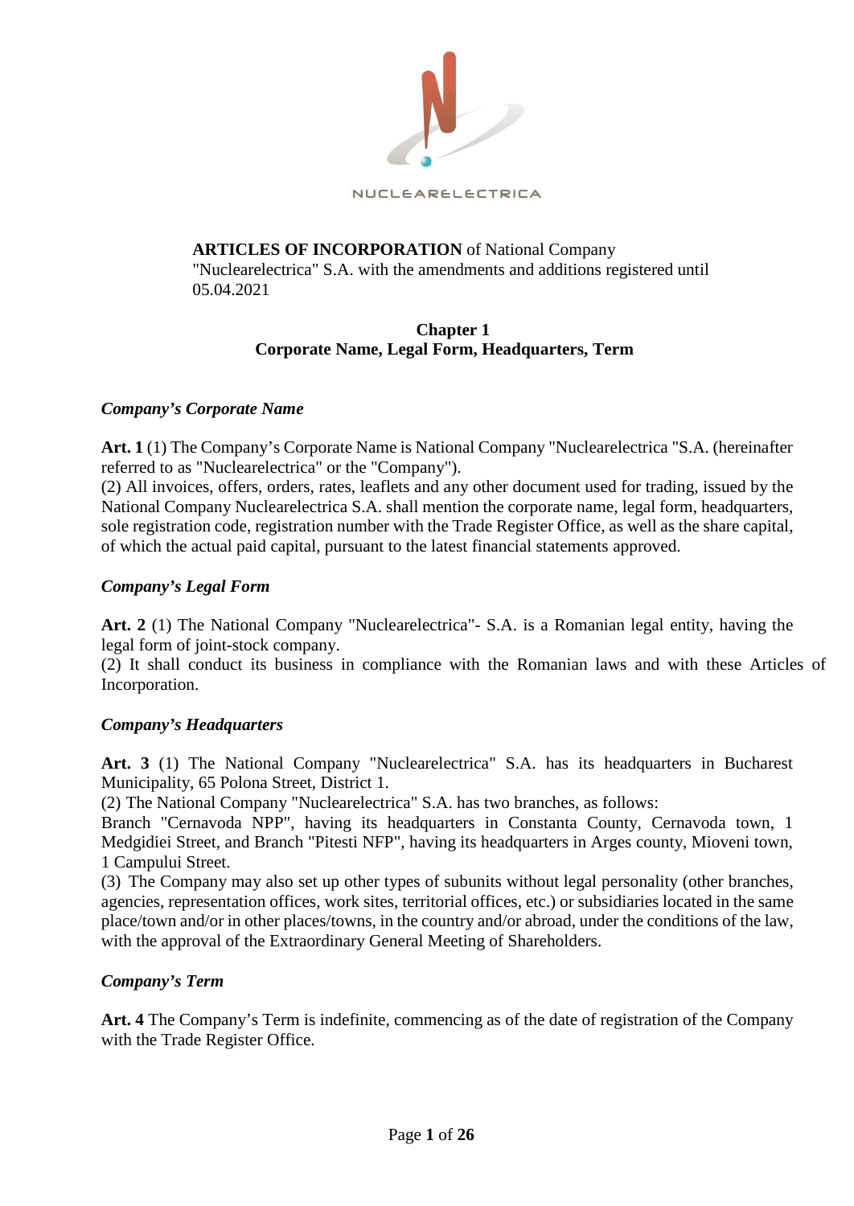NUCLEARELECTRICA

**ARTICLES OF INCORPORATION** of National Company "Nuclearelectrica" S.A. with the amendments and additions registered until 05.04.2021

## Chapter 1
## Corporate Name, Legal Form, Headquarters, Term

### *Company's Corporate Name*

**Art. 1** (1) The Company's Corporate Name is National Company "Nuclearelectrica "S.A. (hereinafter referred to as "Nuclearelectrica" or the "Company").

(2) All invoices, offers, orders, rates, leaflets and any other document used for trading, issued by the National Company Nuclearelectrica S.A. shall mention the corporate name, legal form, headquarters, sole registration code, registration number with the Trade Register Office, as well as the share capital, of which the actual paid capital, pursuant to the latest financial statements approved.

### *Company's Legal Form*

**Art. 2** (1) The National Company "Nuclearelectrica"- S.A. is a Romanian legal entity, having the legal form of joint-stock company.

(2) It shall conduct its business in compliance with the Romanian laws and with these Articles of Incorporation.

### *Company's Headquarters*

**Art. 3** (1) The National Company "Nuclearelectrica" S.A. has its headquarters in Bucharest Municipality, 65 Polona Street, District 1.

(2) The National Company "Nuclearelectrica" S.A. has two branches, as follows:
Branch "Cernavoda NPP", having its headquarters in Constanta County, Cernavoda town, 1 Medgidiei Street, and Branch "Pitesti NFP", having its headquarters in Arges county, Mioveni town, 1 Campului Street.

(3) The Company may also set up other types of subunits without legal personality (other branches, agencies, representation offices, work sites, territorial offices, etc.) or subsidiaries located in the same place/town and/or in other places/towns, in the country and/or abroad, under the conditions of the law, with the approval of the Extraordinary General Meeting of Shareholders.

### *Company's Term*

**Art. 4** The Company's Term is indefinite, commencing as of the date of registration of the Company with the Trade Register Office.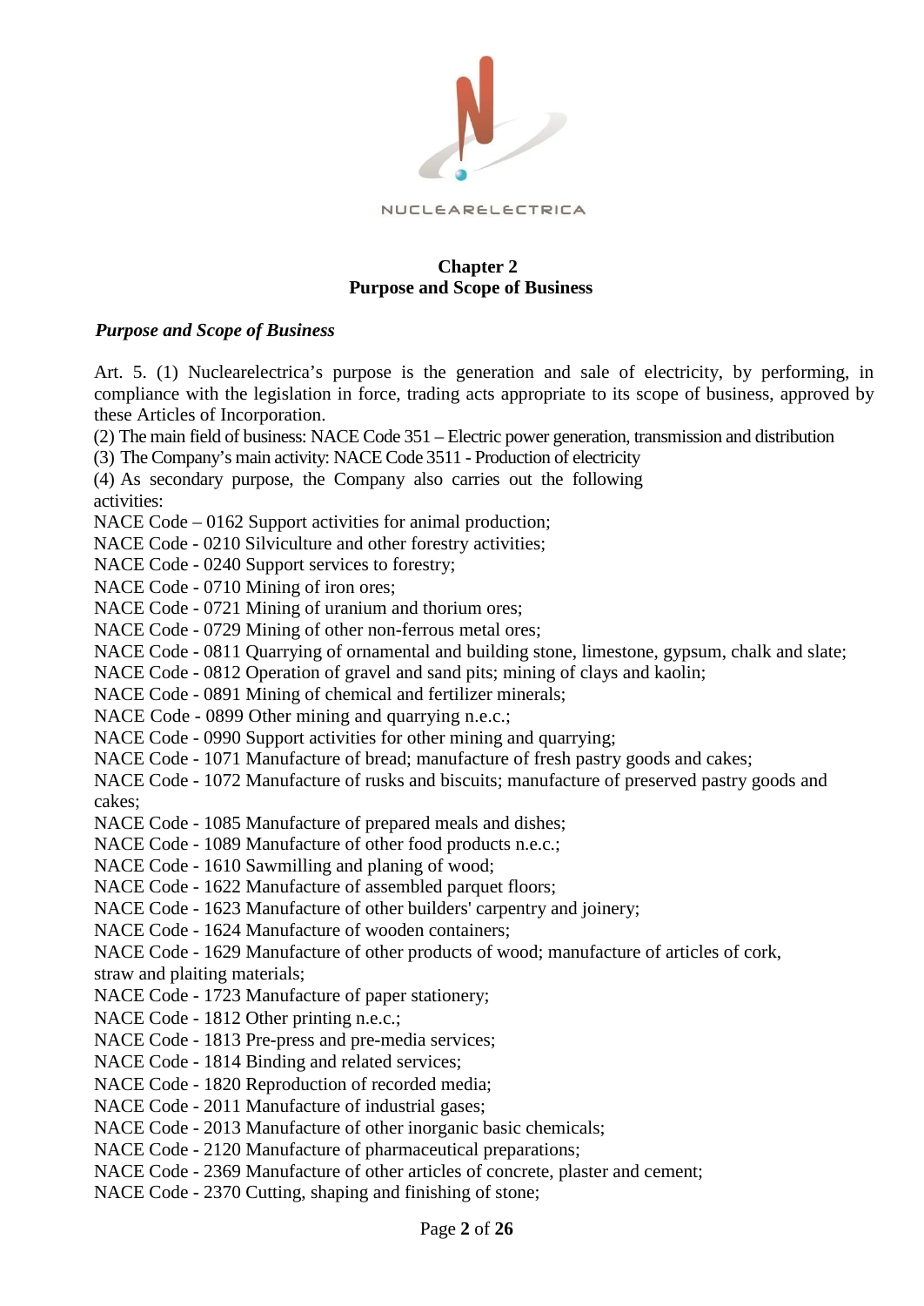## Chapter 2
## Purpose and Scope of Business

### *Purpose and Scope of Business*

Art. 5. (1) Nuclearelectrica's purpose is the generation and sale of electricity, by performing, in compliance with the legislation in force, trading acts appropriate to its scope of business, approved by these Articles of Incorporation.

(2) The main field of business: NACE Code 351 – Electric power generation, transmission and distribution

(3) The Company's main activity: NACE Code 3511 - Production of electricity

(4) As secondary purpose, the Company also carries out the following activities:

NACE Code – 0162 Support activities for animal production;
NACE Code - 0210 Silviculture and other forestry activities;
NACE Code - 0240 Support services to forestry;
NACE Code - 0710 Mining of iron ores;
NACE Code - 0721 Mining of uranium and thorium ores;
NACE Code - 0729 Mining of other non-ferrous metal ores;
NACE Code - 0811 Quarrying of ornamental and building stone, limestone, gypsum, chalk and slate;
NACE Code - 0812 Operation of gravel and sand pits; mining of clays and kaolin;
NACE Code - 0891 Mining of chemical and fertilizer minerals;
NACE Code - 0899 Other mining and quarrying n.e.c.;
NACE Code - 0990 Support activities for other mining and quarrying;
NACE Code - 1071 Manufacture of bread; manufacture of fresh pastry goods and cakes;
NACE Code - 1072 Manufacture of rusks and biscuits; manufacture of preserved pastry goods and cakes;
NACE Code - 1085 Manufacture of prepared meals and dishes;
NACE Code - 1089 Manufacture of other food products n.e.c.;
NACE Code - 1610 Sawmilling and planing of wood;
NACE Code - 1622 Manufacture of assembled parquet floors;
NACE Code - 1623 Manufacture of other builders' carpentry and joinery;
NACE Code - 1624 Manufacture of wooden containers;
NACE Code - 1629 Manufacture of other products of wood; manufacture of articles of cork, straw and plaiting materials;
NACE Code - 1723 Manufacture of paper stationery;
NACE Code - 1812 Other printing n.e.c.;
NACE Code - 1813 Pre-press and pre-media services;
NACE Code - 1814 Binding and related services;
NACE Code - 1820 Reproduction of recorded media;
NACE Code - 2011 Manufacture of industrial gases;
NACE Code - 2013 Manufacture of other inorganic basic chemicals;
NACE Code - 2120 Manufacture of pharmaceutical preparations;
NACE Code - 2369 Manufacture of other articles of concrete, plaster and cement;
NACE Code - 2370 Cutting, shaping and finishing of stone;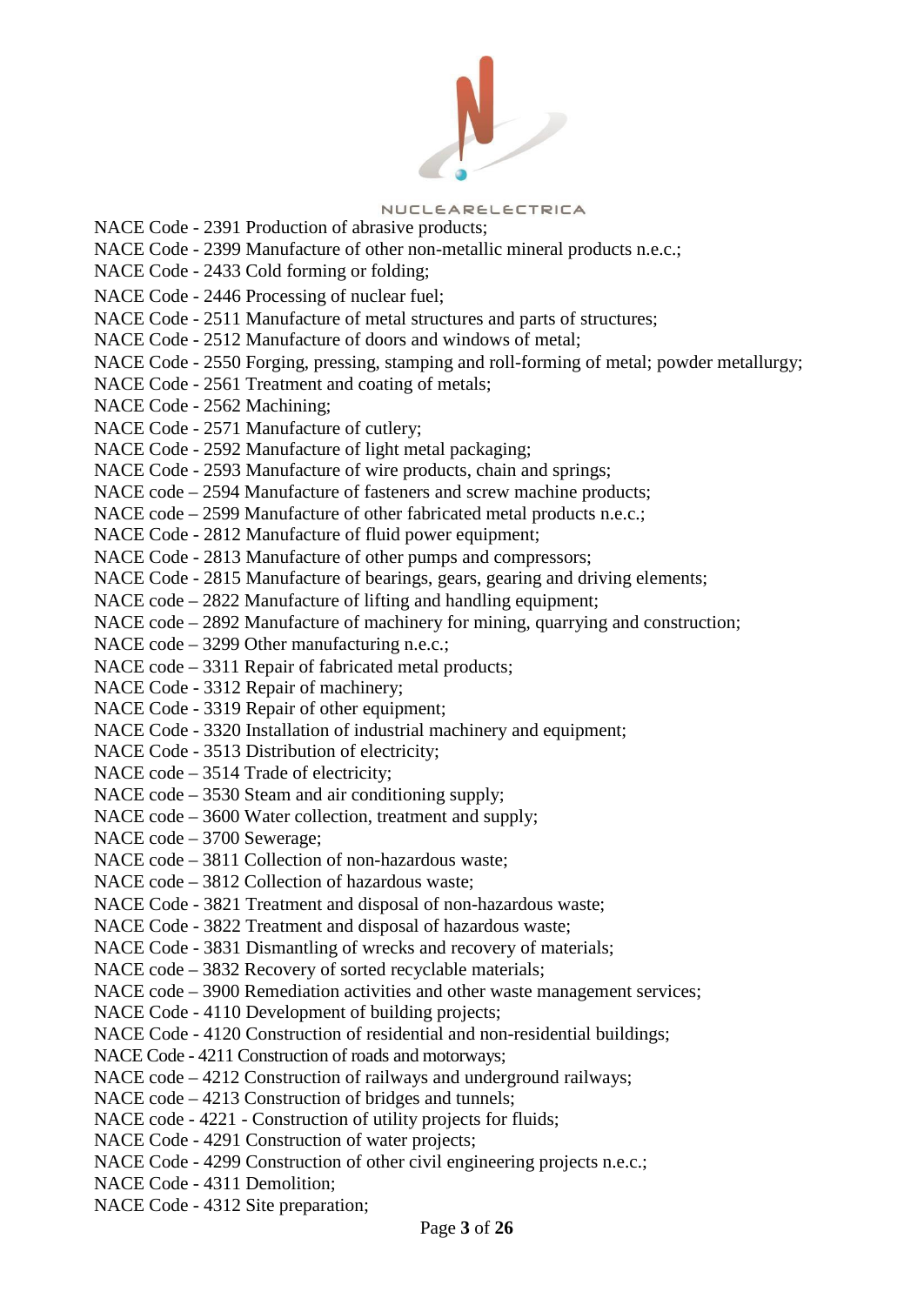NACE Code - 2391 Production of abrasive products;
NACE Code - 2399 Manufacture of other non-metallic mineral products n.e.c.;
NACE Code - 2433 Cold forming or folding;
NACE Code - 2446 Processing of nuclear fuel;
NACE Code - 2511 Manufacture of metal structures and parts of structures;
NACE Code - 2512 Manufacture of doors and windows of metal;
NACE Code - 2550 Forging, pressing, stamping and roll-forming of metal; powder metallurgy;
NACE Code - 2561 Treatment and coating of metals;
NACE Code - 2562 Machining;
NACE Code - 2571 Manufacture of cutlery;
NACE Code - 2592 Manufacture of light metal packaging;
NACE Code - 2593 Manufacture of wire products, chain and springs;
NACE code – 2594 Manufacture of fasteners and screw machine products;
NACE code – 2599 Manufacture of other fabricated metal products n.e.c.;
NACE Code - 2812 Manufacture of fluid power equipment;
NACE Code - 2813 Manufacture of other pumps and compressors;
NACE Code - 2815 Manufacture of bearings, gears, gearing and driving elements;
NACE code – 2822 Manufacture of lifting and handling equipment;
NACE code – 2892 Manufacture of machinery for mining, quarrying and construction;
NACE code – 3299 Other manufacturing n.e.c.;
NACE code – 3311 Repair of fabricated metal products;
NACE Code - 3312 Repair of machinery;
NACE Code - 3319 Repair of other equipment;
NACE Code - 3320 Installation of industrial machinery and equipment;
NACE Code - 3513 Distribution of electricity;
NACE code – 3514 Trade of electricity;
NACE code – 3530 Steam and air conditioning supply;
NACE code – 3600 Water collection, treatment and supply;
NACE code – 3700 Sewerage;
NACE code – 3811 Collection of non-hazardous waste;
NACE code – 3812 Collection of hazardous waste;
NACE Code - 3821 Treatment and disposal of non-hazardous waste;
NACE Code - 3822 Treatment and disposal of hazardous waste;
NACE Code - 3831 Dismantling of wrecks and recovery of materials;
NACE code – 3832 Recovery of sorted recyclable materials;
NACE code – 3900 Remediation activities and other waste management services;
NACE Code - 4110 Development of building projects;
NACE Code - 4120 Construction of residential and non-residential buildings;
NACE Code - 4211 Construction of roads and motorways;
NACE code – 4212 Construction of railways and underground railways;
NACE code – 4213 Construction of bridges and tunnels;
NACE code - 4221 - Construction of utility projects for fluids;
NACE Code - 4291 Construction of water projects;
NACE Code - 4299 Construction of other civil engineering projects n.e.c.;
NACE Code - 4311 Demolition;
NACE Code - 4312 Site preparation;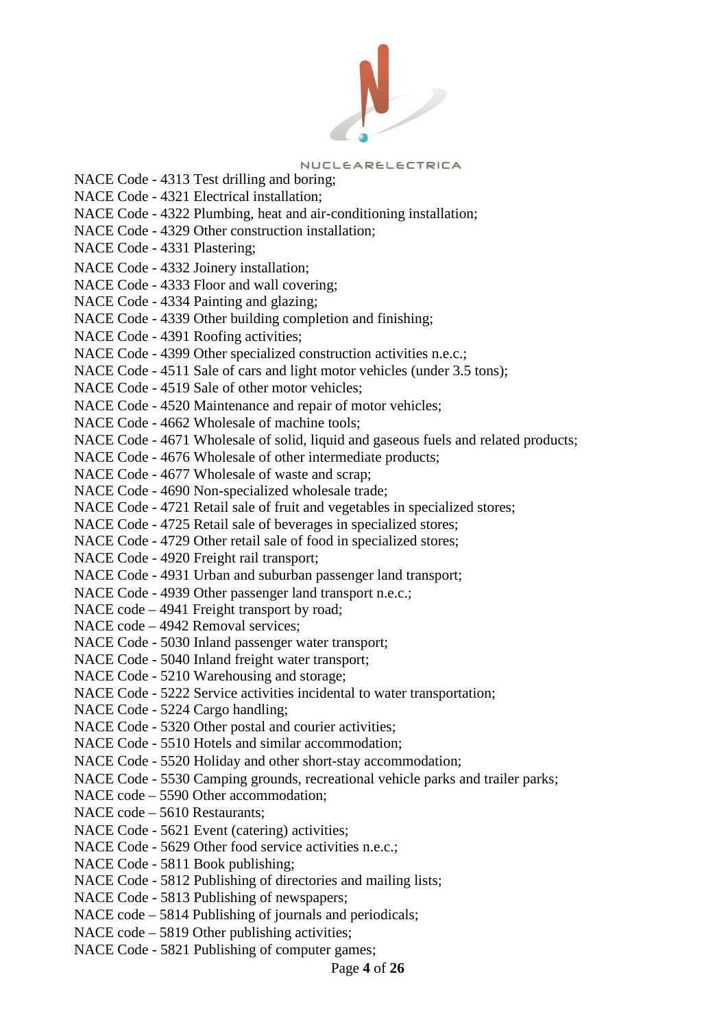NACE Code - 4313 Test drilling and boring;
NACE Code - 4321 Electrical installation;
NACE Code - 4322 Plumbing, heat and air-conditioning installation;
NACE Code - 4329 Other construction installation;
NACE Code - 4331 Plastering;
NACE Code - 4332 Joinery installation;
NACE Code - 4333 Floor and wall covering;
NACE Code - 4334 Painting and glazing;
NACE Code - 4339 Other building completion and finishing;
NACE Code - 4391 Roofing activities;
NACE Code - 4399 Other specialized construction activities n.e.c.;
NACE Code - 4511 Sale of cars and light motor vehicles (under 3.5 tons);
NACE Code - 4519 Sale of other motor vehicles;
NACE Code - 4520 Maintenance and repair of motor vehicles;
NACE Code - 4662 Wholesale of machine tools;
NACE Code - 4671 Wholesale of solid, liquid and gaseous fuels and related products;
NACE Code - 4676 Wholesale of other intermediate products;
NACE Code - 4677 Wholesale of waste and scrap;
NACE Code - 4690 Non-specialized wholesale trade;
NACE Code - 4721 Retail sale of fruit and vegetables in specialized stores;
NACE Code - 4725 Retail sale of beverages in specialized stores;
NACE Code - 4729 Other retail sale of food in specialized stores;
NACE Code - 4920 Freight rail transport;
NACE Code - 4931 Urban and suburban passenger land transport;
NACE Code - 4939 Other passenger land transport n.e.c.;
NACE code – 4941 Freight transport by road;
NACE code – 4942 Removal services;
NACE Code - 5030 Inland passenger water transport;
NACE Code - 5040 Inland freight water transport;
NACE Code - 5210 Warehousing and storage;
NACE Code - 5222 Service activities incidental to water transportation;
NACE Code - 5224 Cargo handling;
NACE Code - 5320 Other postal and courier activities;
NACE Code - 5510 Hotels and similar accommodation;
NACE Code - 5520 Holiday and other short-stay accommodation;
NACE Code - 5530 Camping grounds, recreational vehicle parks and trailer parks;
NACE code – 5590 Other accommodation;
NACE code – 5610 Restaurants;
NACE Code - 5621 Event (catering) activities;
NACE Code - 5629 Other food service activities n.e.c.;
NACE Code - 5811 Book publishing;
NACE Code - 5812 Publishing of directories and mailing lists;
NACE Code - 5813 Publishing of newspapers;
NACE code – 5814 Publishing of journals and periodicals;
NACE code – 5819 Other publishing activities;
NACE Code - 5821 Publishing of computer games;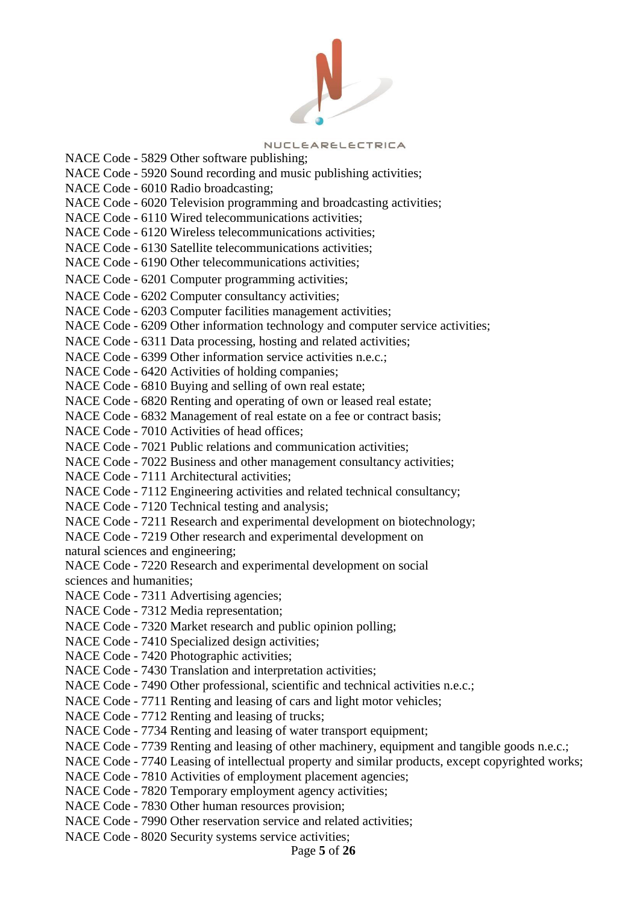NACE Code - 5829 Other software publishing;
NACE Code - 5920 Sound recording and music publishing activities;
NACE Code - 6010 Radio broadcasting;
NACE Code - 6020 Television programming and broadcasting activities;
NACE Code - 6110 Wired telecommunications activities;
NACE Code - 6120 Wireless telecommunications activities;
NACE Code - 6130 Satellite telecommunications activities;
NACE Code - 6190 Other telecommunications activities;
NACE Code - 6201 Computer programming activities;
NACE Code - 6202 Computer consultancy activities;
NACE Code - 6203 Computer facilities management activities;
NACE Code - 6209 Other information technology and computer service activities;
NACE Code - 6311 Data processing, hosting and related activities;
NACE Code - 6399 Other information service activities n.e.c.;
NACE Code - 6420 Activities of holding companies;
NACE Code - 6810 Buying and selling of own real estate;
NACE Code - 6820 Renting and operating of own or leased real estate;
NACE Code - 6832 Management of real estate on a fee or contract basis;
NACE Code - 7010 Activities of head offices;
NACE Code - 7021 Public relations and communication activities;
NACE Code - 7022 Business and other management consultancy activities;
NACE Code - 7111 Architectural activities;
NACE Code - 7112 Engineering activities and related technical consultancy;
NACE Code - 7120 Technical testing and analysis;
NACE Code - 7211 Research and experimental development on biotechnology;
NACE Code - 7219 Other research and experimental development on natural sciences and engineering;
NACE Code - 7220 Research and experimental development on social sciences and humanities;
NACE Code - 7311 Advertising agencies;
NACE Code - 7312 Media representation;
NACE Code - 7320 Market research and public opinion polling;
NACE Code - 7410 Specialized design activities;
NACE Code - 7420 Photographic activities;
NACE Code - 7430 Translation and interpretation activities;
NACE Code - 7490 Other professional, scientific and technical activities n.e.c.;
NACE Code - 7711 Renting and leasing of cars and light motor vehicles;
NACE Code - 7712 Renting and leasing of trucks;
NACE Code - 7734 Renting and leasing of water transport equipment;
NACE Code - 7739 Renting and leasing of other machinery, equipment and tangible goods n.e.c.;
NACE Code - 7740 Leasing of intellectual property and similar products, except copyrighted works;
NACE Code - 7810 Activities of employment placement agencies;
NACE Code - 7820 Temporary employment agency activities;
NACE Code - 7830 Other human resources provision;
NACE Code - 7990 Other reservation service and related activities;
NACE Code - 8020 Security systems service activities;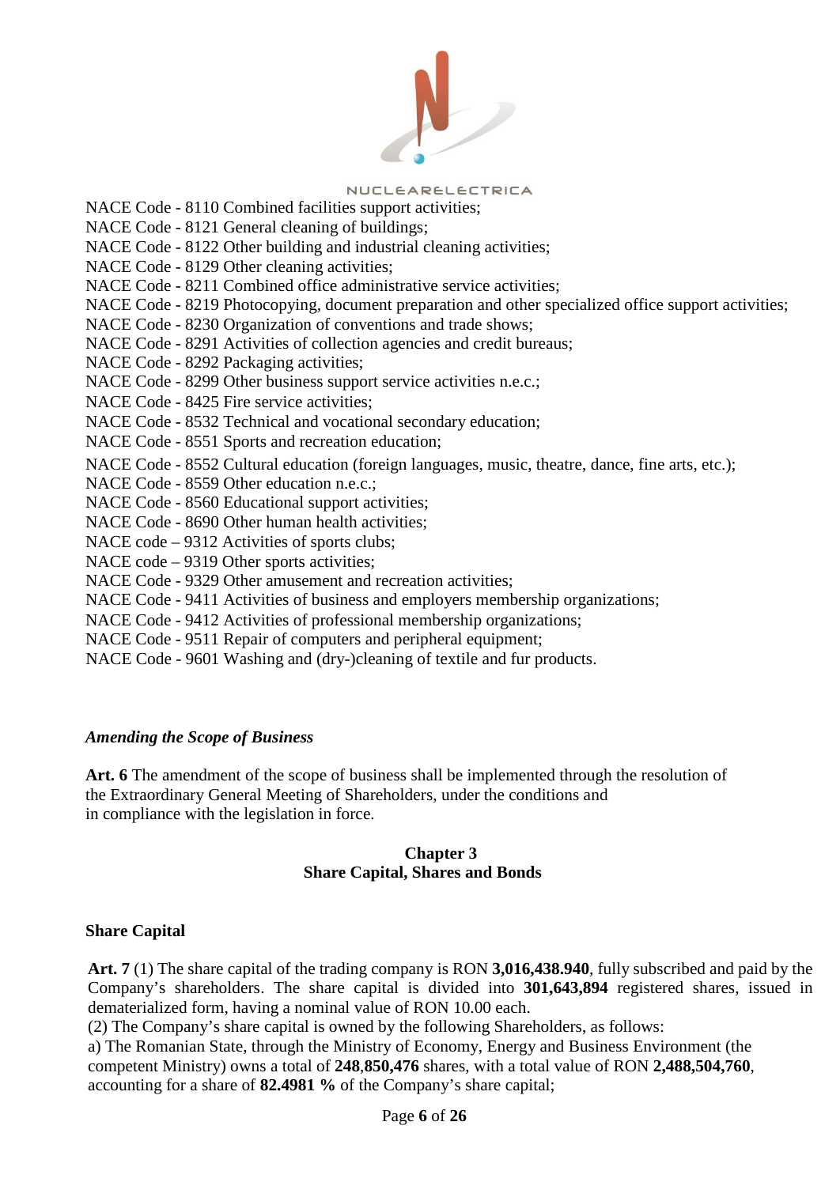NACE Code - 8110 Combined facilities support activities;
NACE Code - 8121 General cleaning of buildings;
NACE Code - 8122 Other building and industrial cleaning activities;
NACE Code - 8129 Other cleaning activities;
NACE Code - 8211 Combined office administrative service activities;
NACE Code - 8219 Photocopying, document preparation and other specialized office support activities;
NACE Code - 8230 Organization of conventions and trade shows;
NACE Code - 8291 Activities of collection agencies and credit bureaus;
NACE Code - 8292 Packaging activities;
NACE Code - 8299 Other business support service activities n.e.c.;
NACE Code - 8425 Fire service activities;
NACE Code - 8532 Technical and vocational secondary education;
NACE Code - 8551 Sports and recreation education;
NACE Code - 8552 Cultural education (foreign languages, music, theatre, dance, fine arts, etc.);
NACE Code - 8559 Other education n.e.c.;
NACE Code - 8560 Educational support activities;
NACE Code - 8690 Other human health activities;
NACE code – 9312 Activities of sports clubs;
NACE code – 9319 Other sports activities;
NACE Code - 9329 Other amusement and recreation activities;
NACE Code - 9411 Activities of business and employers membership organizations;
NACE Code - 9412 Activities of professional membership organizations;
NACE Code - 9511 Repair of computers and peripheral equipment;
NACE Code - 9601 Washing and (dry-)cleaning of textile and fur products.

*Amending the Scope of Business*

**Art. 6** The amendment of the scope of business shall be implemented through the resolution of the Extraordinary General Meeting of Shareholders, under the conditions and in compliance with the legislation in force.

## Chapter 3
## Share Capital, Shares and Bonds

### Share Capital

**Art. 7** (1) The share capital of the trading company is RON **3,016,438.940**, fully subscribed and paid by the Company's shareholders. The share capital is divided into **301,643,894** registered shares, issued in dematerialized form, having a nominal value of RON 10.00 each.

(2) The Company's share capital is owned by the following Shareholders, as follows:

a) The Romanian State, through the Ministry of Economy, Energy and Business Environment (the competent Ministry) owns a total of **248**,**850,476** shares, with a total value of RON **2,488,504,760**, accounting for a share of **82.4981 %** of the Company's share capital;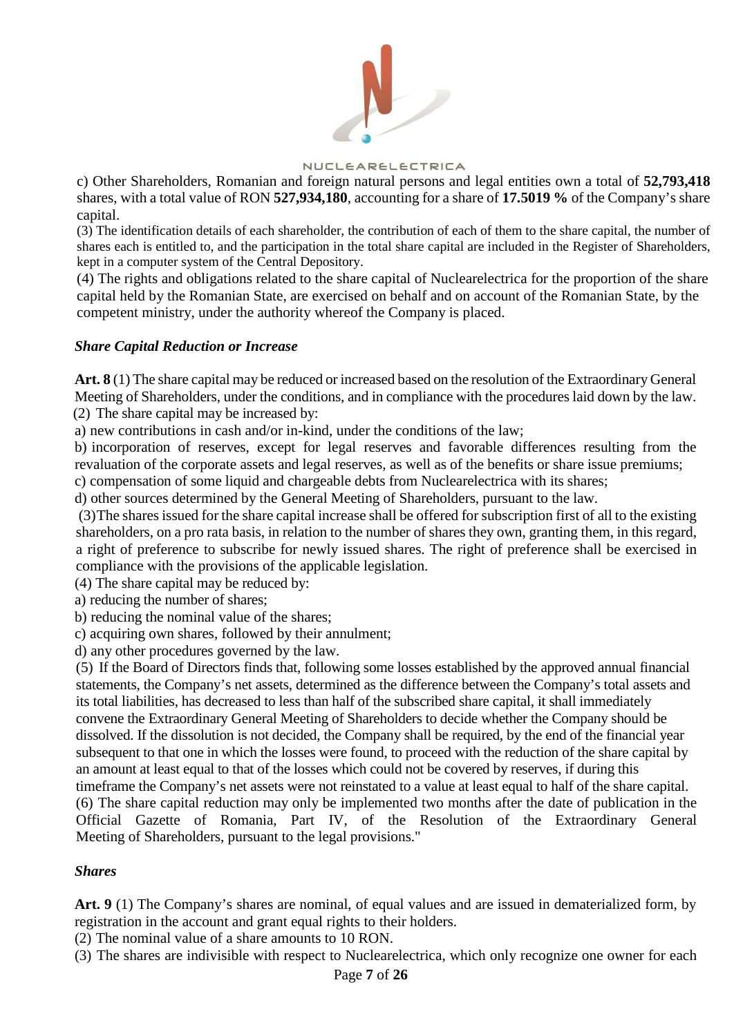c) Other Shareholders, Romanian and foreign natural persons and legal entities own a total of **52,793,418** shares, with a total value of RON **527,934,180**, accounting for a share of **17.5019 %** of the Company's share capital.

(3) The identification details of each shareholder, the contribution of each of them to the share capital, the number of shares each is entitled to, and the participation in the total share capital are included in the Register of Shareholders, kept in a computer system of the Central Depository.

(4) The rights and obligations related to the share capital of Nuclearelectrica for the proportion of the share capital held by the Romanian State, are exercised on behalf and on account of the Romanian State, by the competent ministry, under the authority whereof the Company is placed.

***Share Capital Reduction or Increase***

**Art. 8** (1) The share capital may be reduced or increased based on the resolution of the Extraordinary General Meeting of Shareholders, under the conditions, and in compliance with the procedures laid down by the law.

(2) The share capital may be increased by:

a) new contributions in cash and/or in-kind, under the conditions of the law;

b) incorporation of reserves, except for legal reserves and favorable differences resulting from the revaluation of the corporate assets and legal reserves, as well as of the benefits or share issue premiums;

c) compensation of some liquid and chargeable debts from Nuclearelectrica with its shares;

d) other sources determined by the General Meeting of Shareholders, pursuant to the law.

(3)The shares issued for the share capital increase shall be offered for subscription first of all to the existing shareholders, on a pro rata basis, in relation to the number of shares they own, granting them, in this regard, a right of preference to subscribe for newly issued shares. The right of preference shall be exercised in compliance with the provisions of the applicable legislation.

(4) The share capital may be reduced by:

a) reducing the number of shares;

b) reducing the nominal value of the shares;

c) acquiring own shares, followed by their annulment;

d) any other procedures governed by the law.

(5) If the Board of Directors finds that, following some losses established by the approved annual financial statements, the Company's net assets, determined as the difference between the Company's total assets and its total liabilities, has decreased to less than half of the subscribed share capital, it shall immediately convene the Extraordinary General Meeting of Shareholders to decide whether the Company should be dissolved. If the dissolution is not decided, the Company shall be required, by the end of the financial year subsequent to that one in which the losses were found, to proceed with the reduction of the share capital by an amount at least equal to that of the losses which could not be covered by reserves, if during this timeframe the Company's net assets were not reinstated to a value at least equal to half of the share capital.

(6) The share capital reduction may only be implemented two months after the date of publication in the Official Gazette of Romania, Part IV, of the Resolution of the Extraordinary General Meeting of Shareholders, pursuant to the legal provisions."

***Shares***

**Art. 9** (1) The Company's shares are nominal, of equal values and are issued in dematerialized form, by registration in the account and grant equal rights to their holders.

(2) The nominal value of a share amounts to 10 RON.

(3) The shares are indivisible with respect to Nuclearelectrica, which only recognize one owner for each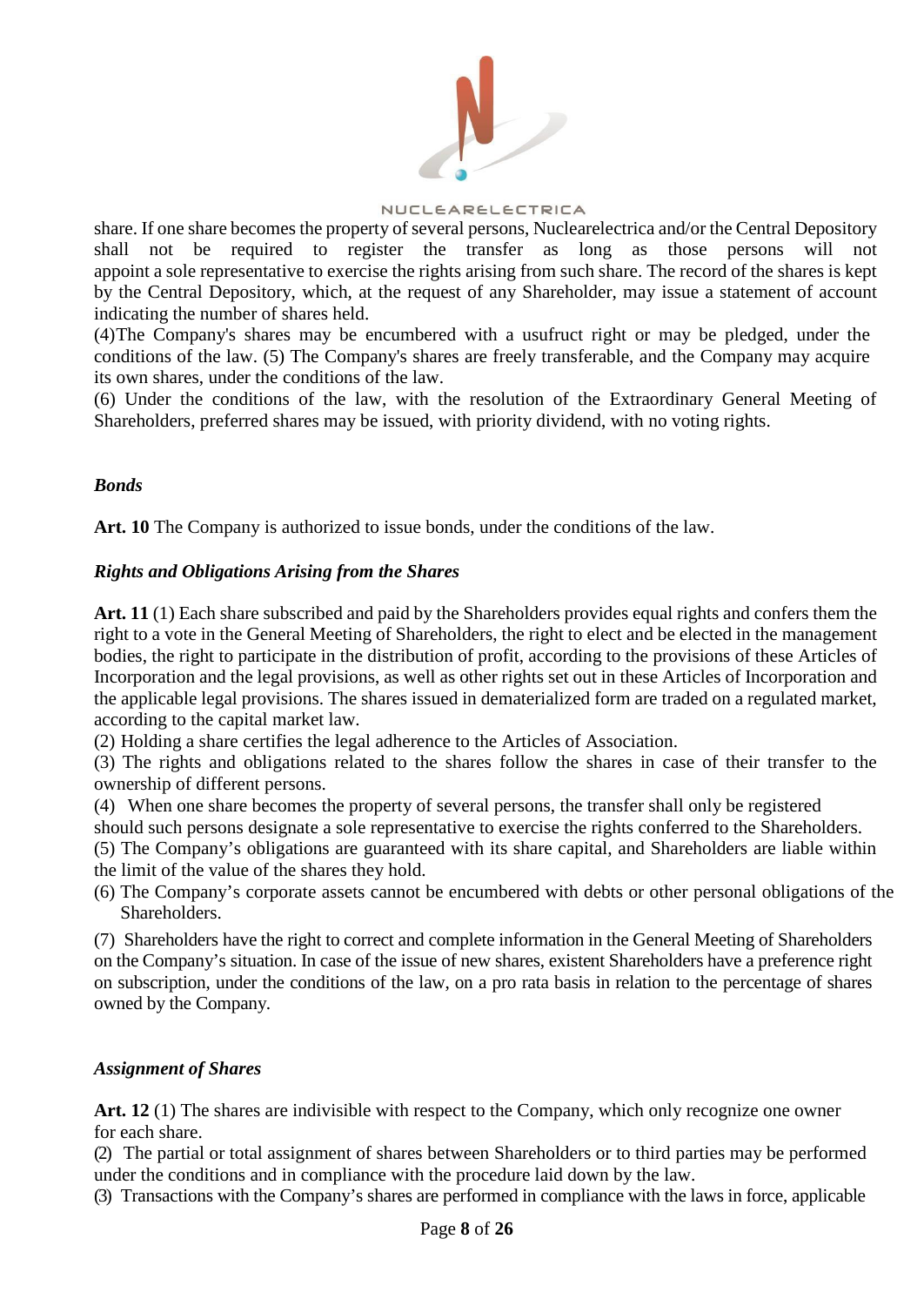share. If one share becomes the property of several persons, Nuclearelectrica and/or the Central Depository shall not be required to register the transfer as long as those persons will not appoint a sole representative to exercise the rights arising from such share. The record of the shares is kept by the Central Depository, which, at the request of any Shareholder, may issue a statement of account indicating the number of shares held.

(4)The Company's shares may be encumbered with a usufruct right or may be pledged, under the conditions of the law. (5) The Company's shares are freely transferable, and the Company may acquire its own shares, under the conditions of the law.

(6) Under the conditions of the law, with the resolution of the Extraordinary General Meeting of Shareholders, preferred shares may be issued, with priority dividend, with no voting rights.

***Bonds***

**Art. 10** The Company is authorized to issue bonds, under the conditions of the law.

***Rights and Obligations Arising from the Shares***

**Art. 11** (1) Each share subscribed and paid by the Shareholders provides equal rights and confers them the right to a vote in the General Meeting of Shareholders, the right to elect and be elected in the management bodies, the right to participate in the distribution of profit, according to the provisions of these Articles of Incorporation and the legal provisions, as well as other rights set out in these Articles of Incorporation and the applicable legal provisions. The shares issued in dematerialized form are traded on a regulated market, according to the capital market law.

(2) Holding a share certifies the legal adherence to the Articles of Association.

(3) The rights and obligations related to the shares follow the shares in case of their transfer to the ownership of different persons.

(4) When one share becomes the property of several persons, the transfer shall only be registered should such persons designate a sole representative to exercise the rights conferred to the Shareholders.

(5) The Company's obligations are guaranteed with its share capital, and Shareholders are liable within the limit of the value of the shares they hold.

(6) The Company's corporate assets cannot be encumbered with debts or other personal obligations of the Shareholders.

(7) Shareholders have the right to correct and complete information in the General Meeting of Shareholders on the Company's situation. In case of the issue of new shares, existent Shareholders have a preference right on subscription, under the conditions of the law, on a pro rata basis in relation to the percentage of shares owned by the Company.

***Assignment of Shares***

**Art. 12** (1) The shares are indivisible with respect to the Company, which only recognize one owner for each share.

(2) The partial or total assignment of shares between Shareholders or to third parties may be performed under the conditions and in compliance with the procedure laid down by the law.

(3) Transactions with the Company's shares are performed in compliance with the laws in force, applicable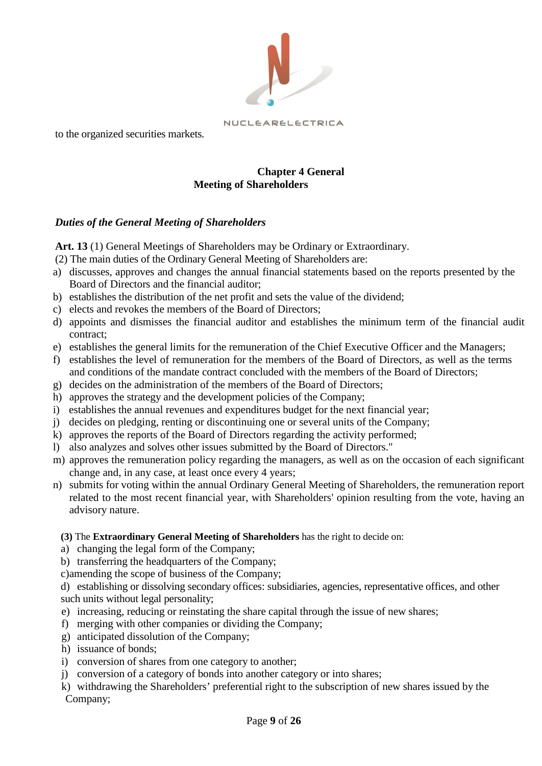to the organized securities markets.

## Chapter 4 General Meeting of Shareholders

***Duties of the General Meeting of Shareholders***

**Art. 13** (1) General Meetings of Shareholders may be Ordinary or Extraordinary.

(2) The main duties of the Ordinary General Meeting of Shareholders are:

a) discusses, approves and changes the annual financial statements based on the reports presented by the Board of Directors and the financial auditor;
b) establishes the distribution of the net profit and sets the value of the dividend;
c) elects and revokes the members of the Board of Directors;
d) appoints and dismisses the financial auditor and establishes the minimum term of the financial audit contract;
e) establishes the general limits for the remuneration of the Chief Executive Officer and the Managers;
f) establishes the level of remuneration for the members of the Board of Directors, as well as the terms and conditions of the mandate contract concluded with the members of the Board of Directors;
g) decides on the administration of the members of the Board of Directors;
h) approves the strategy and the development policies of the Company;
i) establishes the annual revenues and expenditures budget for the next financial year;
j) decides on pledging, renting or discontinuing one or several units of the Company;
k) approves the reports of the Board of Directors regarding the activity performed;
l) also analyzes and solves other issues submitted by the Board of Directors."
m) approves the remuneration policy regarding the managers, as well as on the occasion of each significant change and, in any case, at least once every 4 years;
n) submits for voting within the annual Ordinary General Meeting of Shareholders, the remuneration report related to the most recent financial year, with Shareholders' opinion resulting from the vote, having an advisory nature.

**(3)** The **Extraordinary General Meeting of Shareholders** has the right to decide on:

a) changing the legal form of the Company;
b) transferring the headquarters of the Company;
c) amending the scope of business of the Company;
d) establishing or dissolving secondary offices: subsidiaries, agencies, representative offices, and other such units without legal personality;
e) increasing, reducing or reinstating the share capital through the issue of new shares;
f) merging with other companies or dividing the Company;
g) anticipated dissolution of the Company;
h) issuance of bonds;
i) conversion of shares from one category to another;
j) conversion of a category of bonds into another category or into shares;
k) withdrawing the Shareholders' preferential right to the subscription of new shares issued by the Company;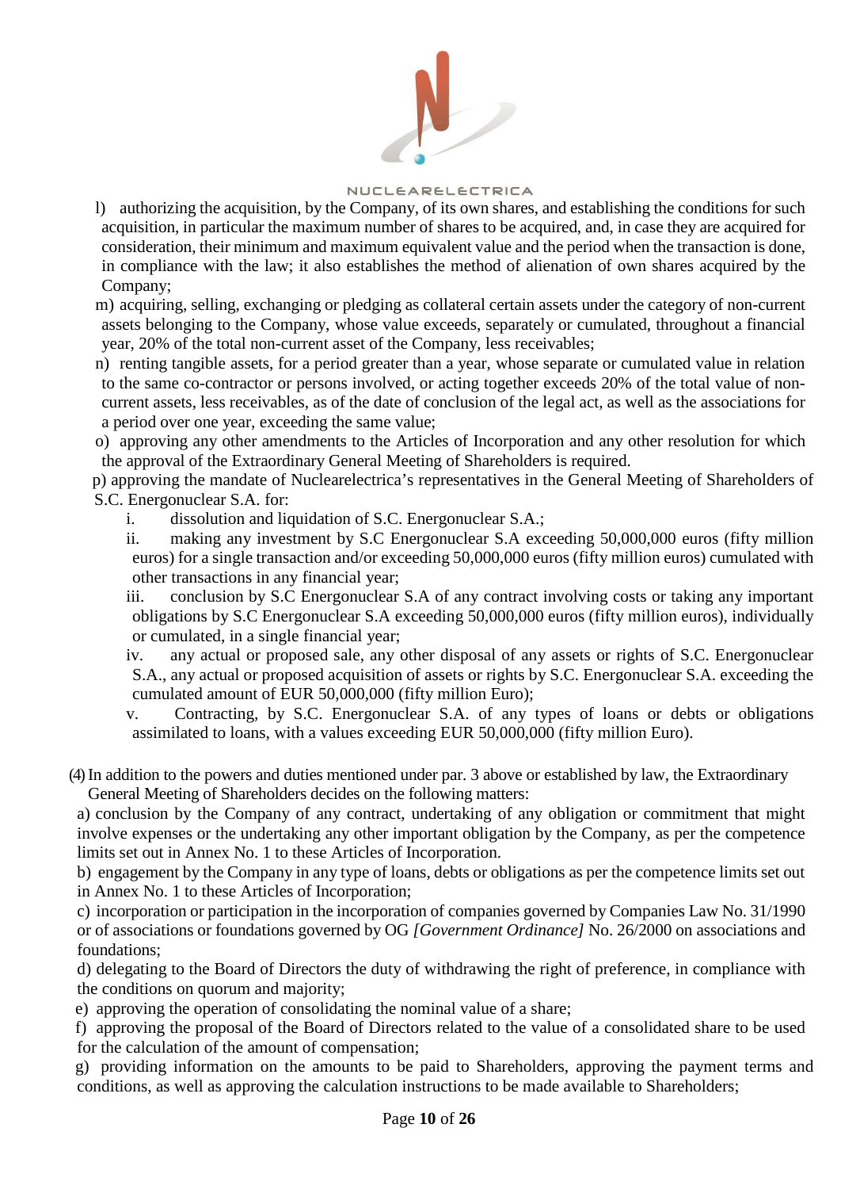l) authorizing the acquisition, by the Company, of its own shares, and establishing the conditions for such acquisition, in particular the maximum number of shares to be acquired, and, in case they are acquired for consideration, their minimum and maximum equivalent value and the period when the transaction is done, in compliance with the law; it also establishes the method of alienation of own shares acquired by the Company;

m) acquiring, selling, exchanging or pledging as collateral certain assets under the category of non-current assets belonging to the Company, whose value exceeds, separately or cumulated, throughout a financial year, 20% of the total non-current asset of the Company, less receivables;

n) renting tangible assets, for a period greater than a year, whose separate or cumulated value in relation to the same co-contractor or persons involved, or acting together exceeds 20% of the total value of non-current assets, less receivables, as of the date of conclusion of the legal act, as well as the associations for a period over one year, exceeding the same value;

o) approving any other amendments to the Articles of Incorporation and any other resolution for which the approval of the Extraordinary General Meeting of Shareholders is required.

p) approving the mandate of Nuclearelectrica's representatives in the General Meeting of Shareholders of S.C. Energonuclear S.A. for:

i. dissolution and liquidation of S.C. Energonuclear S.A.;

ii. making any investment by S.C Energonuclear S.A exceeding 50,000,000 euros (fifty million euros) for a single transaction and/or exceeding 50,000,000 euros (fifty million euros) cumulated with other transactions in any financial year;

iii. conclusion by S.C Energonuclear S.A of any contract involving costs or taking any important obligations by S.C Energonuclear S.A exceeding 50,000,000 euros (fifty million euros), individually or cumulated, in a single financial year;

iv. any actual or proposed sale, any other disposal of any assets or rights of S.C. Energonuclear S.A., any actual or proposed acquisition of assets or rights by S.C. Energonuclear S.A. exceeding the cumulated amount of EUR 50,000,000 (fifty million Euro);

v. Contracting, by S.C. Energonuclear S.A. of any types of loans or debts or obligations assimilated to loans, with a values exceeding EUR 50,000,000 (fifty million Euro).

(4) In addition to the powers and duties mentioned under par. 3 above or established by law, the Extraordinary General Meeting of Shareholders decides on the following matters:

a) conclusion by the Company of any contract, undertaking of any obligation or commitment that might involve expenses or the undertaking any other important obligation by the Company, as per the competence limits set out in Annex No. 1 to these Articles of Incorporation.

b) engagement by the Company in any type of loans, debts or obligations as per the competence limits set out in Annex No. 1 to these Articles of Incorporation;

c) incorporation or participation in the incorporation of companies governed by Companies Law No. 31/1990 or of associations or foundations governed by OG *[Government Ordinance]* No. 26/2000 on associations and foundations;

d) delegating to the Board of Directors the duty of withdrawing the right of preference, in compliance with the conditions on quorum and majority;

e) approving the operation of consolidating the nominal value of a share;

f) approving the proposal of the Board of Directors related to the value of a consolidated share to be used for the calculation of the amount of compensation;

g) providing information on the amounts to be paid to Shareholders, approving the payment terms and conditions, as well as approving the calculation instructions to be made available to Shareholders;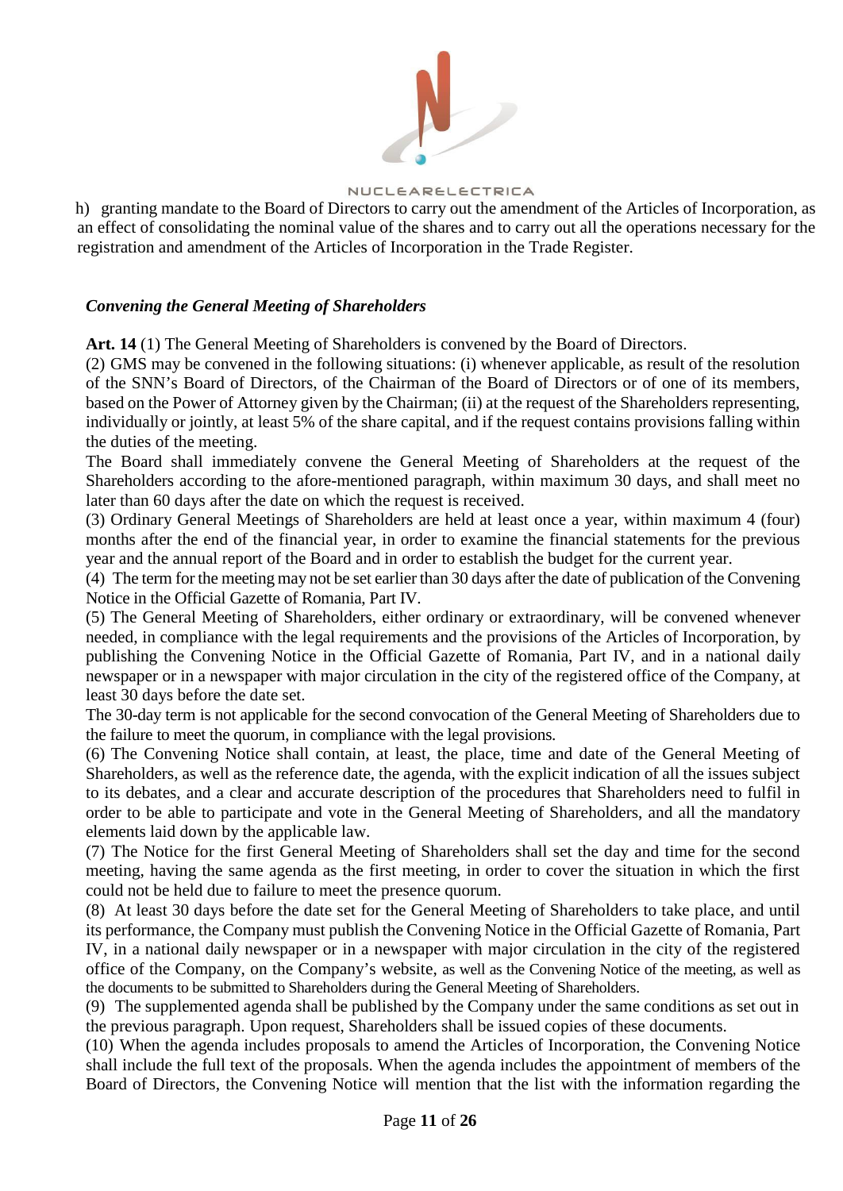h) granting mandate to the Board of Directors to carry out the amendment of the Articles of Incorporation, as an effect of consolidating the nominal value of the shares and to carry out all the operations necessary for the registration and amendment of the Articles of Incorporation in the Trade Register.

### *Convening the General Meeting of Shareholders*

**Art. 14** (1) The General Meeting of Shareholders is convened by the Board of Directors.

(2) GMS may be convened in the following situations: (i) whenever applicable, as result of the resolution of the SNN's Board of Directors, of the Chairman of the Board of Directors or of one of its members, based on the Power of Attorney given by the Chairman; (ii) at the request of the Shareholders representing, individually or jointly, at least 5% of the share capital, and if the request contains provisions falling within the duties of the meeting.

The Board shall immediately convene the General Meeting of Shareholders at the request of the Shareholders according to the afore-mentioned paragraph, within maximum 30 days, and shall meet no later than 60 days after the date on which the request is received.

(3) Ordinary General Meetings of Shareholders are held at least once a year, within maximum 4 (four) months after the end of the financial year, in order to examine the financial statements for the previous year and the annual report of the Board and in order to establish the budget for the current year.

(4) The term for the meeting may not be set earlier than 30 days after the date of publication of the Convening Notice in the Official Gazette of Romania, Part IV.

(5) The General Meeting of Shareholders, either ordinary or extraordinary, will be convened whenever needed, in compliance with the legal requirements and the provisions of the Articles of Incorporation, by publishing the Convening Notice in the Official Gazette of Romania, Part IV, and in a national daily newspaper or in a newspaper with major circulation in the city of the registered office of the Company, at least 30 days before the date set.

The 30-day term is not applicable for the second convocation of the General Meeting of Shareholders due to the failure to meet the quorum, in compliance with the legal provisions.

(6) The Convening Notice shall contain, at least, the place, time and date of the General Meeting of Shareholders, as well as the reference date, the agenda, with the explicit indication of all the issues subject to its debates, and a clear and accurate description of the procedures that Shareholders need to fulfil in order to be able to participate and vote in the General Meeting of Shareholders, and all the mandatory elements laid down by the applicable law.

(7) The Notice for the first General Meeting of Shareholders shall set the day and time for the second meeting, having the same agenda as the first meeting, in order to cover the situation in which the first could not be held due to failure to meet the presence quorum.

(8) At least 30 days before the date set for the General Meeting of Shareholders to take place, and until its performance, the Company must publish the Convening Notice in the Official Gazette of Romania, Part IV, in a national daily newspaper or in a newspaper with major circulation in the city of the registered office of the Company, on the Company's website, as well as the Convening Notice of the meeting, as well as the documents to be submitted to Shareholders during the General Meeting of Shareholders.

(9) The supplemented agenda shall be published by the Company under the same conditions as set out in the previous paragraph. Upon request, Shareholders shall be issued copies of these documents.

(10) When the agenda includes proposals to amend the Articles of Incorporation, the Convening Notice shall include the full text of the proposals. When the agenda includes the appointment of members of the Board of Directors, the Convening Notice will mention that the list with the information regarding the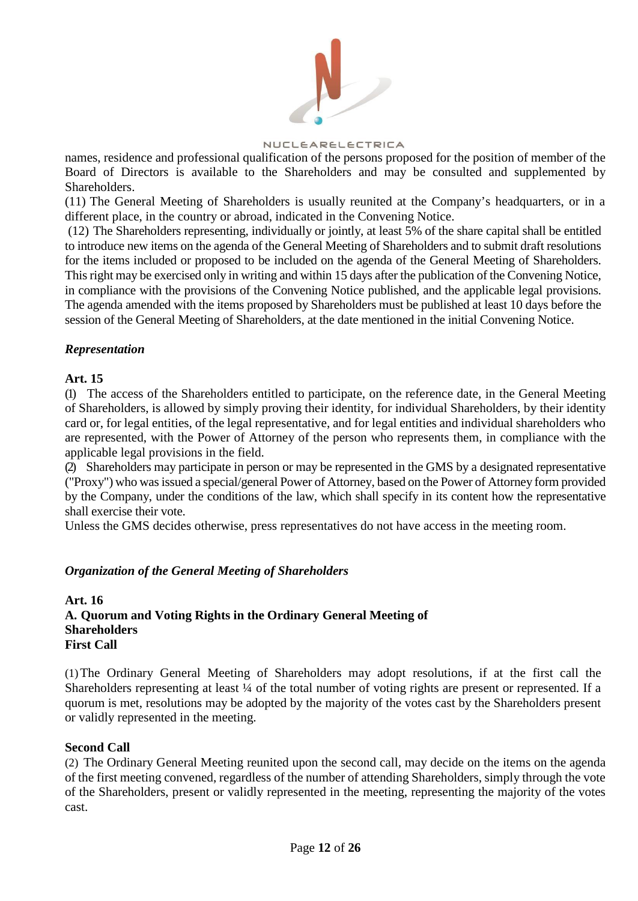names, residence and professional qualification of the persons proposed for the position of member of the Board of Directors is available to the Shareholders and may be consulted and supplemented by Shareholders.

(11) The General Meeting of Shareholders is usually reunited at the Company's headquarters, or in a different place, in the country or abroad, indicated in the Convening Notice.

(12) The Shareholders representing, individually or jointly, at least 5% of the share capital shall be entitled to introduce new items on the agenda of the General Meeting of Shareholders and to submit draft resolutions for the items included or proposed to be included on the agenda of the General Meeting of Shareholders. This right may be exercised only in writing and within 15 days after the publication of the Convening Notice, in compliance with the provisions of the Convening Notice published, and the applicable legal provisions. The agenda amended with the items proposed by Shareholders must be published at least 10 days before the session of the General Meeting of Shareholders, at the date mentioned in the initial Convening Notice.

### *Representation*

**Art. 15**

(1) The access of the Shareholders entitled to participate, on the reference date, in the General Meeting of Shareholders, is allowed by simply proving their identity, for individual Shareholders, by their identity card or, for legal entities, of the legal representative, and for legal entities and individual shareholders who are represented, with the Power of Attorney of the person who represents them, in compliance with the applicable legal provisions in the field.

(2) Shareholders may participate in person or may be represented in the GMS by a designated representative ("Proxy") who was issued a special/general Power of Attorney, based on the Power of Attorney form provided by the Company, under the conditions of the law, which shall specify in its content how the representative shall exercise their vote.

Unless the GMS decides otherwise, press representatives do not have access in the meeting room.

### *Organization of the General Meeting of Shareholders*

**Art. 16**

**A. Quorum and Voting Rights in the Ordinary General Meeting of Shareholders**

**First Call**

(1) The Ordinary General Meeting of Shareholders may adopt resolutions, if at the first call the Shareholders representing at least ¼ of the total number of voting rights are present or represented. If a quorum is met, resolutions may be adopted by the majority of the votes cast by the Shareholders present or validly represented in the meeting.

**Second Call**

(2) The Ordinary General Meeting reunited upon the second call, may decide on the items on the agenda of the first meeting convened, regardless of the number of attending Shareholders, simply through the vote of the Shareholders, present or validly represented in the meeting, representing the majority of the votes cast.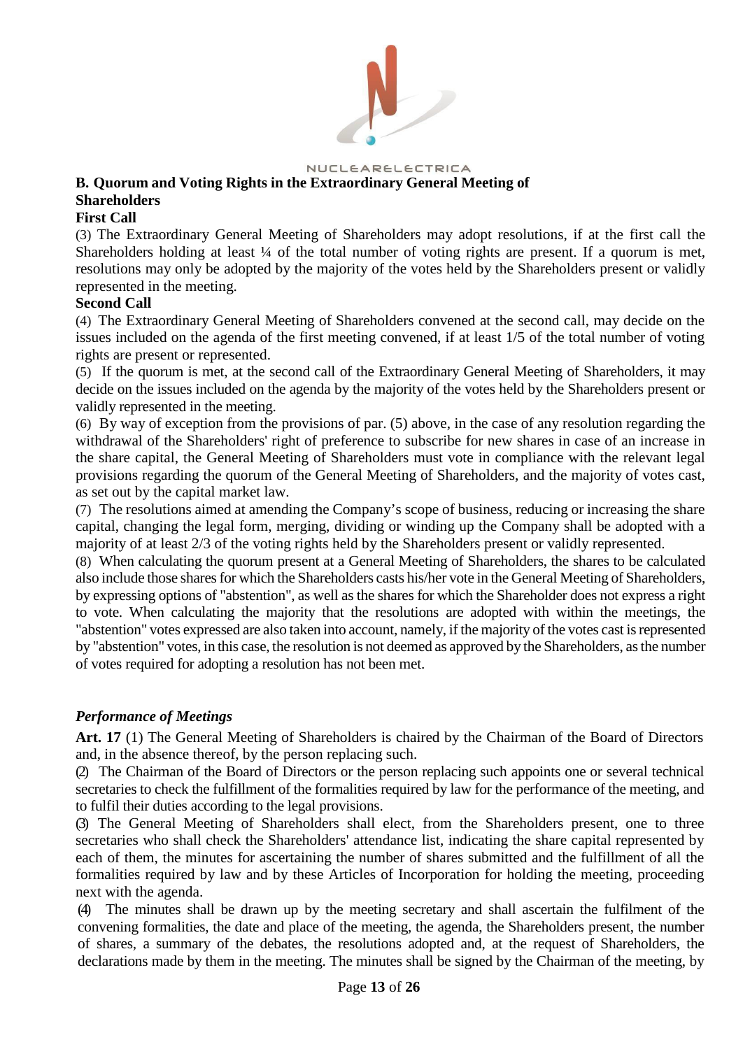## B. Quorum and Voting Rights in the Extraordinary General Meeting of Shareholders

**First Call**

(3) The Extraordinary General Meeting of Shareholders may adopt resolutions, if at the first call the Shareholders holding at least ¼ of the total number of voting rights are present. If a quorum is met, resolutions may only be adopted by the majority of the votes held by the Shareholders present or validly represented in the meeting.

**Second Call**

(4) The Extraordinary General Meeting of Shareholders convened at the second call, may decide on the issues included on the agenda of the first meeting convened, if at least 1/5 of the total number of voting rights are present or represented.

(5) If the quorum is met, at the second call of the Extraordinary General Meeting of Shareholders, it may decide on the issues included on the agenda by the majority of the votes held by the Shareholders present or validly represented in the meeting.

(6) By way of exception from the provisions of par. (5) above, in the case of any resolution regarding the withdrawal of the Shareholders' right of preference to subscribe for new shares in case of an increase in the share capital, the General Meeting of Shareholders must vote in compliance with the relevant legal provisions regarding the quorum of the General Meeting of Shareholders, and the majority of votes cast, as set out by the capital market law.

(7) The resolutions aimed at amending the Company's scope of business, reducing or increasing the share capital, changing the legal form, merging, dividing or winding up the Company shall be adopted with a majority of at least 2/3 of the voting rights held by the Shareholders present or validly represented.

(8) When calculating the quorum present at a General Meeting of Shareholders, the shares to be calculated also include those shares for which the Shareholders casts his/her vote in the General Meeting of Shareholders, by expressing options of "abstention", as well as the shares for which the Shareholder does not express a right to vote. When calculating the majority that the resolutions are adopted with within the meetings, the "abstention" votes expressed are also taken into account, namely, if the majority of the votes cast is represented by "abstention" votes, in this case, the resolution is not deemed as approved by the Shareholders, as the number of votes required for adopting a resolution has not been met.

### *Performance of Meetings*

**Art. 17** (1) The General Meeting of Shareholders is chaired by the Chairman of the Board of Directors and, in the absence thereof, by the person replacing such.

(2) The Chairman of the Board of Directors or the person replacing such appoints one or several technical secretaries to check the fulfillment of the formalities required by law for the performance of the meeting, and to fulfil their duties according to the legal provisions.

(3) The General Meeting of Shareholders shall elect, from the Shareholders present, one to three secretaries who shall check the Shareholders' attendance list, indicating the share capital represented by each of them, the minutes for ascertaining the number of shares submitted and the fulfillment of all the formalities required by law and by these Articles of Incorporation for holding the meeting, proceeding next with the agenda.

(4) The minutes shall be drawn up by the meeting secretary and shall ascertain the fulfilment of the convening formalities, the date and place of the meeting, the agenda, the Shareholders present, the number of shares, a summary of the debates, the resolutions adopted and, at the request of Shareholders, the declarations made by them in the meeting. The minutes shall be signed by the Chairman of the meeting, by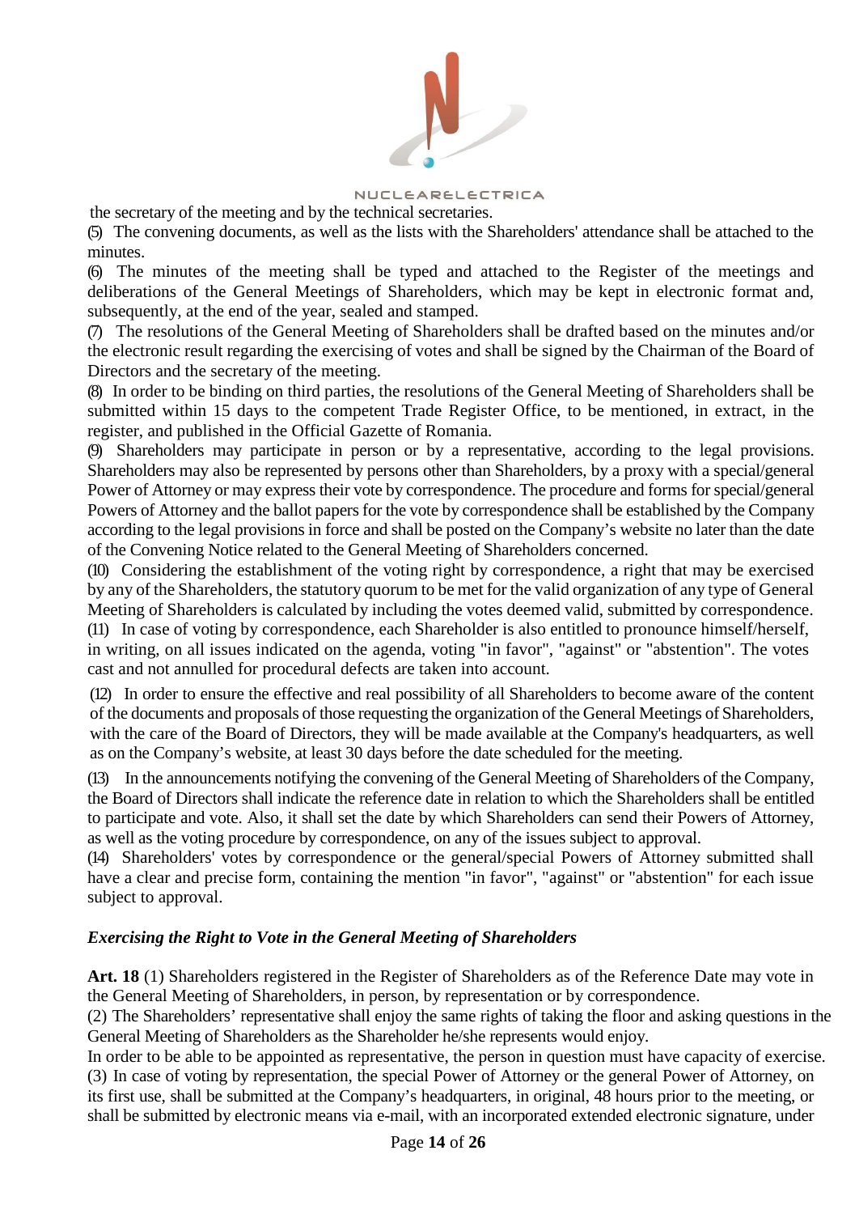the secretary of the meeting and by the technical secretaries.

(5) The convening documents, as well as the lists with the Shareholders' attendance shall be attached to the minutes.

(6) The minutes of the meeting shall be typed and attached to the Register of the meetings and deliberations of the General Meetings of Shareholders, which may be kept in electronic format and, subsequently, at the end of the year, sealed and stamped.

(7) The resolutions of the General Meeting of Shareholders shall be drafted based on the minutes and/or the electronic result regarding the exercising of votes and shall be signed by the Chairman of the Board of Directors and the secretary of the meeting.

(8) In order to be binding on third parties, the resolutions of the General Meeting of Shareholders shall be submitted within 15 days to the competent Trade Register Office, to be mentioned, in extract, in the register, and published in the Official Gazette of Romania.

(9) Shareholders may participate in person or by a representative, according to the legal provisions. Shareholders may also be represented by persons other than Shareholders, by a proxy with a special/general Power of Attorney or may express their vote by correspondence. The procedure and forms for special/general Powers of Attorney and the ballot papers for the vote by correspondence shall be established by the Company according to the legal provisions in force and shall be posted on the Company's website no later than the date of the Convening Notice related to the General Meeting of Shareholders concerned.

(10) Considering the establishment of the voting right by correspondence, a right that may be exercised by any of the Shareholders, the statutory quorum to be met for the valid organization of any type of General Meeting of Shareholders is calculated by including the votes deemed valid, submitted by correspondence.

(11) In case of voting by correspondence, each Shareholder is also entitled to pronounce himself/herself, in writing, on all issues indicated on the agenda, voting "in favor", "against" or "abstention". The votes cast and not annulled for procedural defects are taken into account.

(12) In order to ensure the effective and real possibility of all Shareholders to become aware of the content of the documents and proposals of those requesting the organization of the General Meetings of Shareholders, with the care of the Board of Directors, they will be made available at the Company's headquarters, as well as on the Company's website, at least 30 days before the date scheduled for the meeting.

(13) In the announcements notifying the convening of the General Meeting of Shareholders of the Company, the Board of Directors shall indicate the reference date in relation to which the Shareholders shall be entitled to participate and vote. Also, it shall set the date by which Shareholders can send their Powers of Attorney, as well as the voting procedure by correspondence, on any of the issues subject to approval.

(14) Shareholders' votes by correspondence or the general/special Powers of Attorney submitted shall have a clear and precise form, containing the mention "in favor", "against" or "abstention" for each issue subject to approval.

### *Exercising the Right to Vote in the General Meeting of Shareholders*

**Art. 18** (1) Shareholders registered in the Register of Shareholders as of the Reference Date may vote in the General Meeting of Shareholders, in person, by representation or by correspondence.

(2) The Shareholders' representative shall enjoy the same rights of taking the floor and asking questions in the General Meeting of Shareholders as the Shareholder he/she represents would enjoy.

In order to be able to be appointed as representative, the person in question must have capacity of exercise.

(3) In case of voting by representation, the special Power of Attorney or the general Power of Attorney, on its first use, shall be submitted at the Company's headquarters, in original, 48 hours prior to the meeting, or shall be submitted by electronic means via e-mail, with an incorporated extended electronic signature, under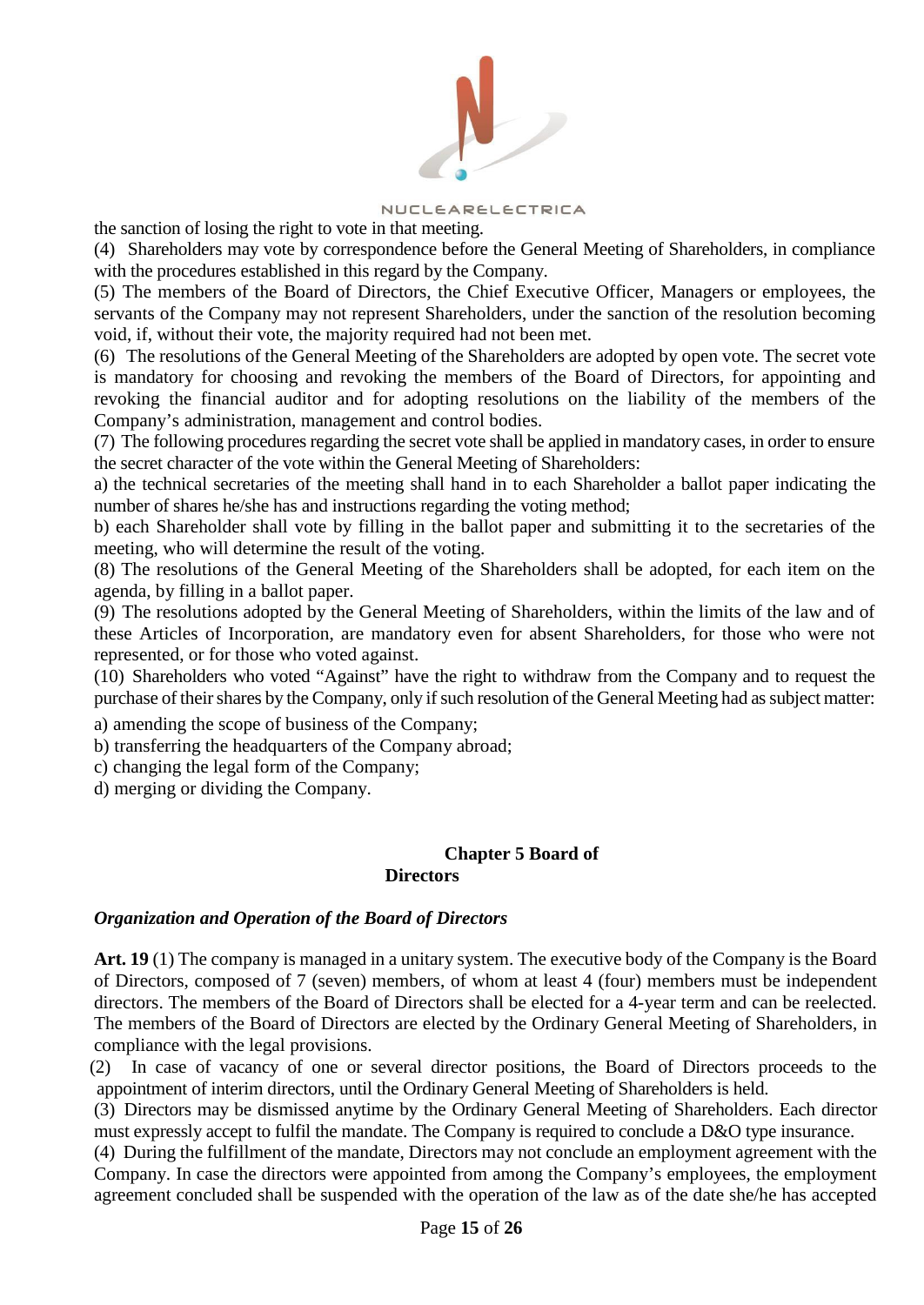the sanction of losing the right to vote in that meeting.

(4) Shareholders may vote by correspondence before the General Meeting of Shareholders, in compliance with the procedures established in this regard by the Company.

(5) The members of the Board of Directors, the Chief Executive Officer, Managers or employees, the servants of the Company may not represent Shareholders, under the sanction of the resolution becoming void, if, without their vote, the majority required had not been met.

(6) The resolutions of the General Meeting of the Shareholders are adopted by open vote. The secret vote is mandatory for choosing and revoking the members of the Board of Directors, for appointing and revoking the financial auditor and for adopting resolutions on the liability of the members of the Company's administration, management and control bodies.

(7) The following procedures regarding the secret vote shall be applied in mandatory cases, in order to ensure the secret character of the vote within the General Meeting of Shareholders:

a) the technical secretaries of the meeting shall hand in to each Shareholder a ballot paper indicating the number of shares he/she has and instructions regarding the voting method;

b) each Shareholder shall vote by filling in the ballot paper and submitting it to the secretaries of the meeting, who will determine the result of the voting.

(8) The resolutions of the General Meeting of the Shareholders shall be adopted, for each item on the agenda, by filling in a ballot paper.

(9) The resolutions adopted by the General Meeting of Shareholders, within the limits of the law and of these Articles of Incorporation, are mandatory even for absent Shareholders, for those who were not represented, or for those who voted against.

(10) Shareholders who voted "Against" have the right to withdraw from the Company and to request the purchase of their shares by the Company, only if such resolution of the General Meeting had as subject matter:

a) amending the scope of business of the Company;

b) transferring the headquarters of the Company abroad;

c) changing the legal form of the Company;

d) merging or dividing the Company.

## Chapter 5 Board of Directors

### *Organization and Operation of the Board of Directors*

**Art. 19** (1) The company is managed in a unitary system. The executive body of the Company is the Board of Directors, composed of 7 (seven) members, of whom at least 4 (four) members must be independent directors. The members of the Board of Directors shall be elected for a 4-year term and can be reelected. The members of the Board of Directors are elected by the Ordinary General Meeting of Shareholders, in compliance with the legal provisions.

(2) In case of vacancy of one or several director positions, the Board of Directors proceeds to the appointment of interim directors, until the Ordinary General Meeting of Shareholders is held.

(3) Directors may be dismissed anytime by the Ordinary General Meeting of Shareholders. Each director must expressly accept to fulfil the mandate. The Company is required to conclude a D&O type insurance.

(4) During the fulfillment of the mandate, Directors may not conclude an employment agreement with the Company. In case the directors were appointed from among the Company's employees, the employment agreement concluded shall be suspended with the operation of the law as of the date she/he has accepted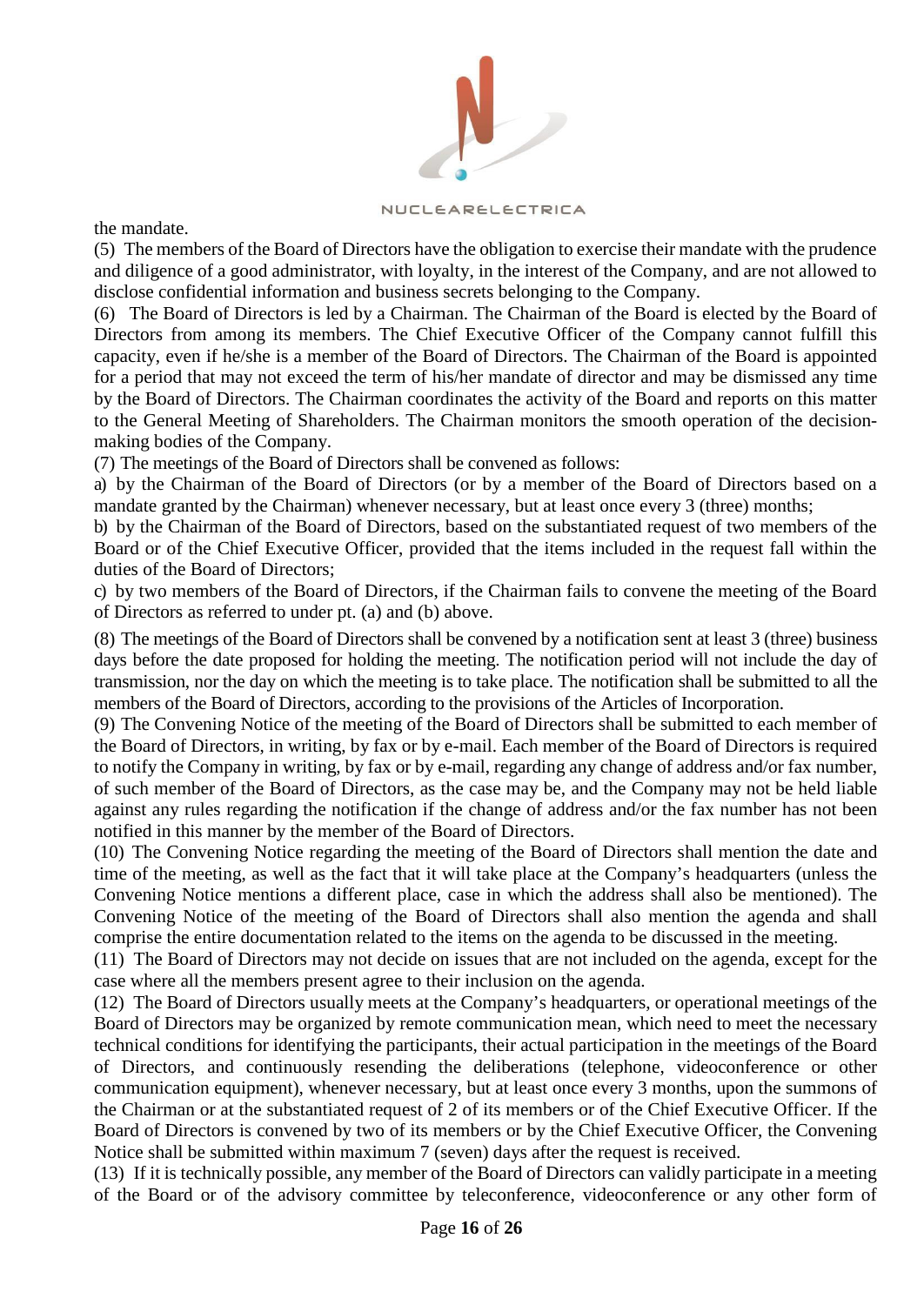the mandate.

(5) The members of the Board of Directors have the obligation to exercise their mandate with the prudence and diligence of a good administrator, with loyalty, in the interest of the Company, and are not allowed to disclose confidential information and business secrets belonging to the Company.

(6) The Board of Directors is led by a Chairman. The Chairman of the Board is elected by the Board of Directors from among its members. The Chief Executive Officer of the Company cannot fulfill this capacity, even if he/she is a member of the Board of Directors. The Chairman of the Board is appointed for a period that may not exceed the term of his/her mandate of director and may be dismissed any time by the Board of Directors. The Chairman coordinates the activity of the Board and reports on this matter to the General Meeting of Shareholders. The Chairman monitors the smooth operation of the decision-making bodies of the Company.

(7) The meetings of the Board of Directors shall be convened as follows:

a) by the Chairman of the Board of Directors (or by a member of the Board of Directors based on a mandate granted by the Chairman) whenever necessary, but at least once every 3 (three) months;

b) by the Chairman of the Board of Directors, based on the substantiated request of two members of the Board or of the Chief Executive Officer, provided that the items included in the request fall within the duties of the Board of Directors;

c) by two members of the Board of Directors, if the Chairman fails to convene the meeting of the Board of Directors as referred to under pt. (a) and (b) above.

(8) The meetings of the Board of Directors shall be convened by a notification sent at least 3 (three) business days before the date proposed for holding the meeting. The notification period will not include the day of transmission, nor the day on which the meeting is to take place. The notification shall be submitted to all the members of the Board of Directors, according to the provisions of the Articles of Incorporation.

(9) The Convening Notice of the meeting of the Board of Directors shall be submitted to each member of the Board of Directors, in writing, by fax or by e-mail. Each member of the Board of Directors is required to notify the Company in writing, by fax or by e-mail, regarding any change of address and/or fax number, of such member of the Board of Directors, as the case may be, and the Company may not be held liable against any rules regarding the notification if the change of address and/or the fax number has not been notified in this manner by the member of the Board of Directors.

(10) The Convening Notice regarding the meeting of the Board of Directors shall mention the date and time of the meeting, as well as the fact that it will take place at the Company's headquarters (unless the Convening Notice mentions a different place, case in which the address shall also be mentioned). The Convening Notice of the meeting of the Board of Directors shall also mention the agenda and shall comprise the entire documentation related to the items on the agenda to be discussed in the meeting.

(11) The Board of Directors may not decide on issues that are not included on the agenda, except for the case where all the members present agree to their inclusion on the agenda.

(12) The Board of Directors usually meets at the Company's headquarters, or operational meetings of the Board of Directors may be organized by remote communication mean, which need to meet the necessary technical conditions for identifying the participants, their actual participation in the meetings of the Board of Directors, and continuously resending the deliberations (telephone, videoconference or other communication equipment), whenever necessary, but at least once every 3 months, upon the summons of the Chairman or at the substantiated request of 2 of its members or of the Chief Executive Officer. If the Board of Directors is convened by two of its members or by the Chief Executive Officer, the Convening Notice shall be submitted within maximum 7 (seven) days after the request is received.

(13) If it is technically possible, any member of the Board of Directors can validly participate in a meeting of the Board or of the advisory committee by teleconference, videoconference or any other form of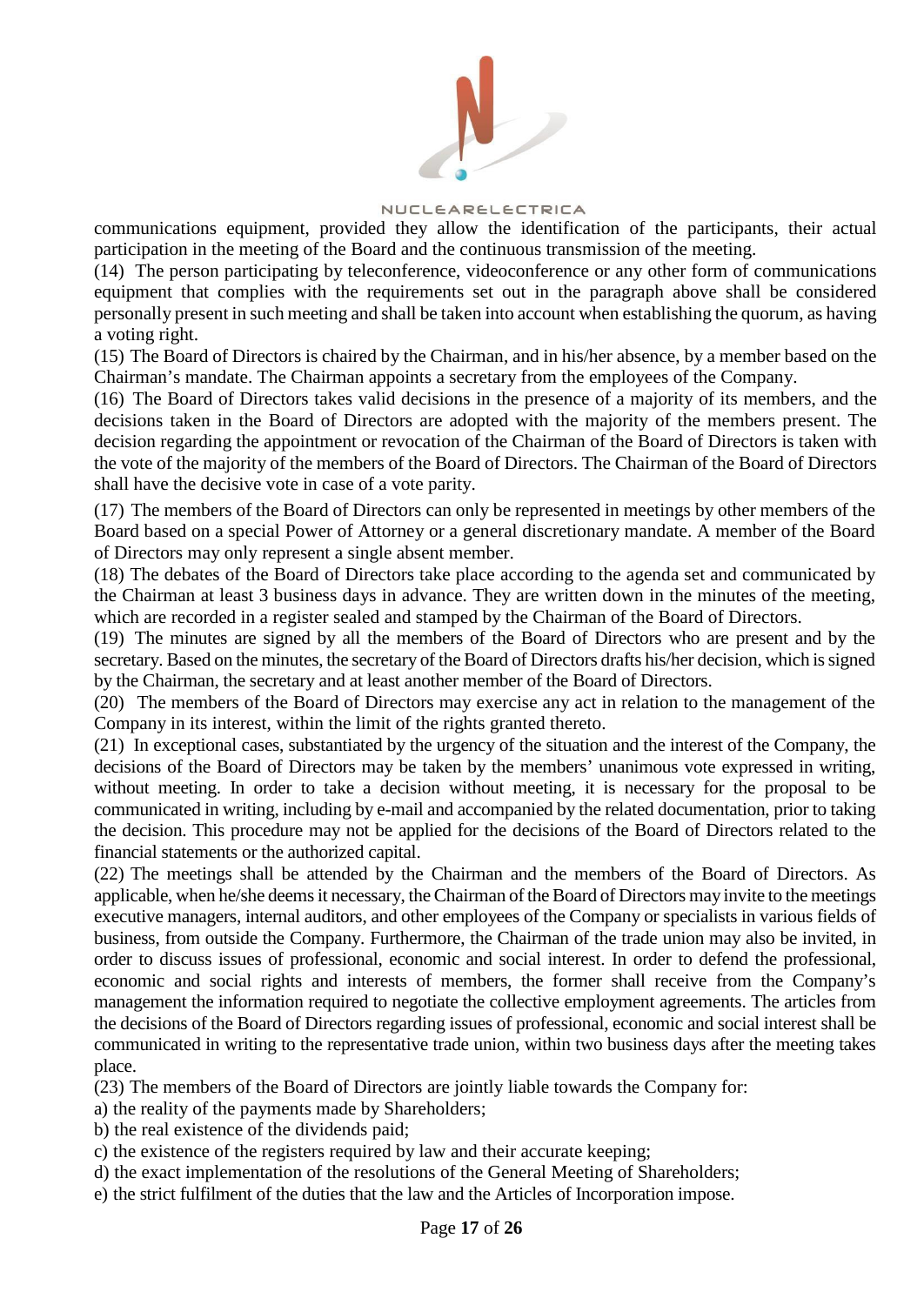communications equipment, provided they allow the identification of the participants, their actual participation in the meeting of the Board and the continuous transmission of the meeting.

(14) The person participating by teleconference, videoconference or any other form of communications equipment that complies with the requirements set out in the paragraph above shall be considered personally present in such meeting and shall be taken into account when establishing the quorum, as having a voting right.

(15) The Board of Directors is chaired by the Chairman, and in his/her absence, by a member based on the Chairman's mandate. The Chairman appoints a secretary from the employees of the Company.

(16) The Board of Directors takes valid decisions in the presence of a majority of its members, and the decisions taken in the Board of Directors are adopted with the majority of the members present. The decision regarding the appointment or revocation of the Chairman of the Board of Directors is taken with the vote of the majority of the members of the Board of Directors. The Chairman of the Board of Directors shall have the decisive vote in case of a vote parity.

(17) The members of the Board of Directors can only be represented in meetings by other members of the Board based on a special Power of Attorney or a general discretionary mandate. A member of the Board of Directors may only represent a single absent member.

(18) The debates of the Board of Directors take place according to the agenda set and communicated by the Chairman at least 3 business days in advance. They are written down in the minutes of the meeting, which are recorded in a register sealed and stamped by the Chairman of the Board of Directors.

(19) The minutes are signed by all the members of the Board of Directors who are present and by the secretary. Based on the minutes, the secretary of the Board of Directors drafts his/her decision, which is signed by the Chairman, the secretary and at least another member of the Board of Directors.

(20) The members of the Board of Directors may exercise any act in relation to the management of the Company in its interest, within the limit of the rights granted thereto.

(21) In exceptional cases, substantiated by the urgency of the situation and the interest of the Company, the decisions of the Board of Directors may be taken by the members' unanimous vote expressed in writing, without meeting. In order to take a decision without meeting, it is necessary for the proposal to be communicated in writing, including by e-mail and accompanied by the related documentation, prior to taking the decision. This procedure may not be applied for the decisions of the Board of Directors related to the financial statements or the authorized capital.

(22) The meetings shall be attended by the Chairman and the members of the Board of Directors. As applicable, when he/she deems it necessary, the Chairman of the Board of Directors may invite to the meetings executive managers, internal auditors, and other employees of the Company or specialists in various fields of business, from outside the Company. Furthermore, the Chairman of the trade union may also be invited, in order to discuss issues of professional, economic and social interest. In order to defend the professional, economic and social rights and interests of members, the former shall receive from the Company's management the information required to negotiate the collective employment agreements. The articles from the decisions of the Board of Directors regarding issues of professional, economic and social interest shall be communicated in writing to the representative trade union, within two business days after the meeting takes place.

(23) The members of the Board of Directors are jointly liable towards the Company for:

a) the reality of the payments made by Shareholders;

b) the real existence of the dividends paid;

c) the existence of the registers required by law and their accurate keeping;

d) the exact implementation of the resolutions of the General Meeting of Shareholders;

e) the strict fulfilment of the duties that the law and the Articles of Incorporation impose.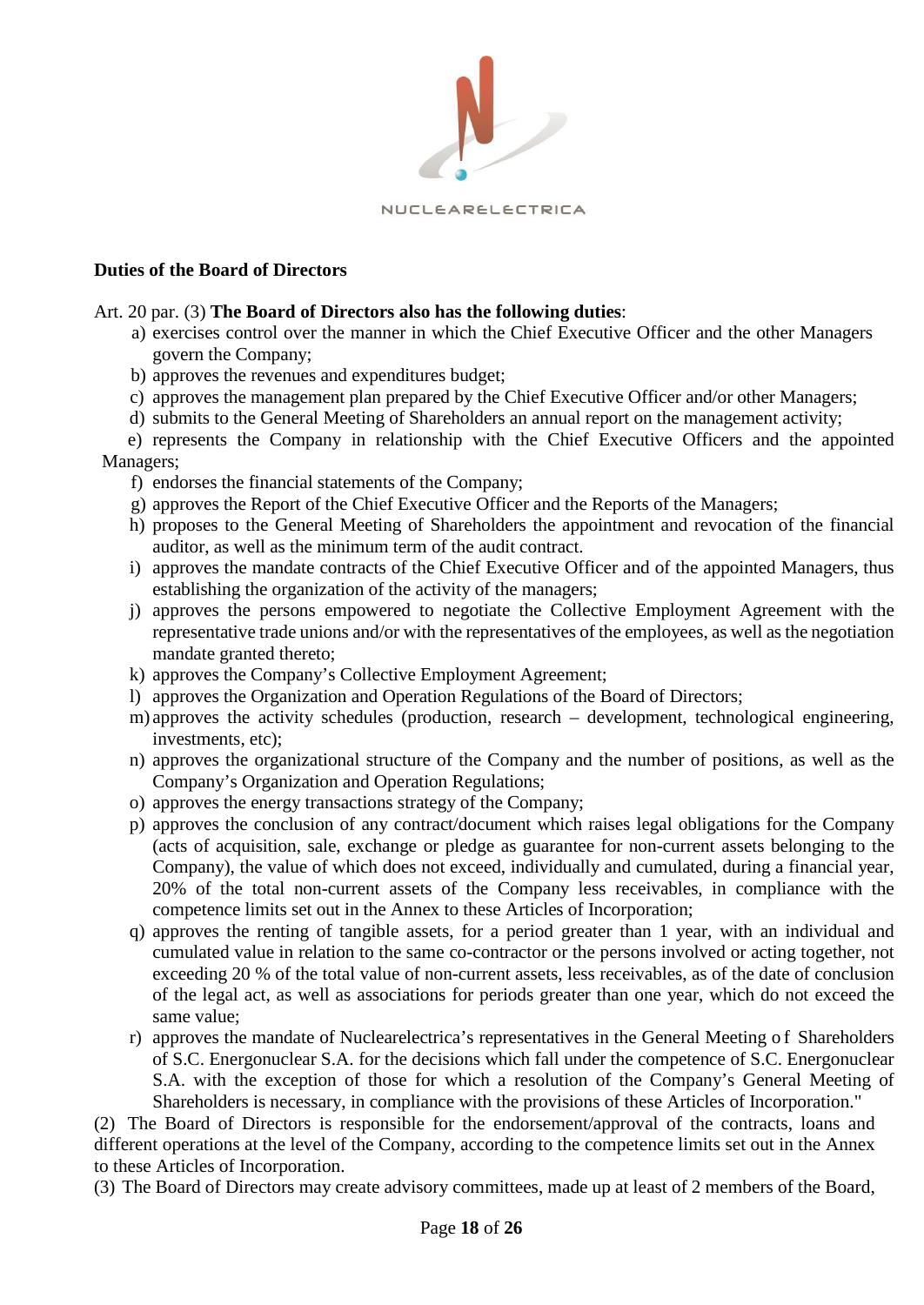**Duties of the Board of Directors**

Art. 20 par. (3) **The Board of Directors also has the following duties**:

a) exercises control over the manner in which the Chief Executive Officer and the other Managers govern the Company;

b) approves the revenues and expenditures budget;

c) approves the management plan prepared by the Chief Executive Officer and/or other Managers;

d) submits to the General Meeting of Shareholders an annual report on the management activity;

e) represents the Company in relationship with the Chief Executive Officers and the appointed Managers;

f) endorses the financial statements of the Company;

g) approves the Report of the Chief Executive Officer and the Reports of the Managers;

h) proposes to the General Meeting of Shareholders the appointment and revocation of the financial auditor, as well as the minimum term of the audit contract.

i) approves the mandate contracts of the Chief Executive Officer and of the appointed Managers, thus establishing the organization of the activity of the managers;

j) approves the persons empowered to negotiate the Collective Employment Agreement with the representative trade unions and/or with the representatives of the employees, as well as the negotiation mandate granted thereto;

k) approves the Company's Collective Employment Agreement;

l) approves the Organization and Operation Regulations of the Board of Directors;

m) approves the activity schedules (production, research – development, technological engineering, investments, etc);

n) approves the organizational structure of the Company and the number of positions, as well as the Company's Organization and Operation Regulations;

o) approves the energy transactions strategy of the Company;

p) approves the conclusion of any contract/document which raises legal obligations for the Company (acts of acquisition, sale, exchange or pledge as guarantee for non-current assets belonging to the Company), the value of which does not exceed, individually and cumulated, during a financial year, 20% of the total non-current assets of the Company less receivables, in compliance with the competence limits set out in the Annex to these Articles of Incorporation;

q) approves the renting of tangible assets, for a period greater than 1 year, with an individual and cumulated value in relation to the same co-contractor or the persons involved or acting together, not exceeding 20 % of the total value of non-current assets, less receivables, as of the date of conclusion of the legal act, as well as associations for periods greater than one year, which do not exceed the same value;

r) approves the mandate of Nuclearelectrica's representatives in the General Meeting of Shareholders of S.C. Energonuclear S.A. for the decisions which fall under the competence of S.C. Energonuclear S.A. with the exception of those for which a resolution of the Company's General Meeting of Shareholders is necessary, in compliance with the provisions of these Articles of Incorporation."

(2) The Board of Directors is responsible for the endorsement/approval of the contracts, loans and different operations at the level of the Company, according to the competence limits set out in the Annex to these Articles of Incorporation.

(3) The Board of Directors may create advisory committees, made up at least of 2 members of the Board,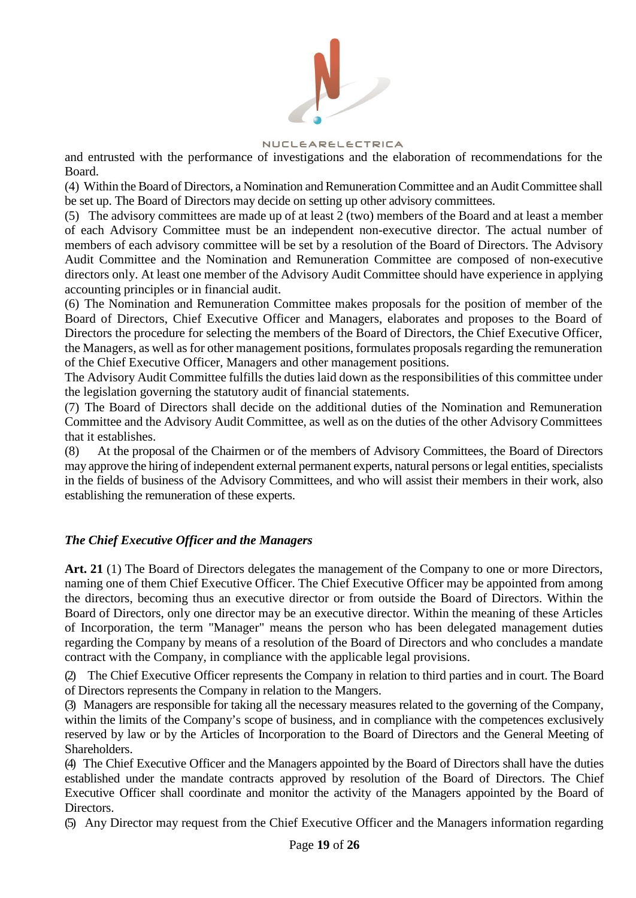and entrusted with the performance of investigations and the elaboration of recommendations for the Board.

(4) Within the Board of Directors, a Nomination and Remuneration Committee and an Audit Committee shall be set up. The Board of Directors may decide on setting up other advisory committees.

(5) The advisory committees are made up of at least 2 (two) members of the Board and at least a member of each Advisory Committee must be an independent non-executive director. The actual number of members of each advisory committee will be set by a resolution of the Board of Directors. The Advisory Audit Committee and the Nomination and Remuneration Committee are composed of non-executive directors only. At least one member of the Advisory Audit Committee should have experience in applying accounting principles or in financial audit.

(6) The Nomination and Remuneration Committee makes proposals for the position of member of the Board of Directors, Chief Executive Officer and Managers, elaborates and proposes to the Board of Directors the procedure for selecting the members of the Board of Directors, the Chief Executive Officer, the Managers, as well as for other management positions, formulates proposals regarding the remuneration of the Chief Executive Officer, Managers and other management positions.

The Advisory Audit Committee fulfills the duties laid down as the responsibilities of this committee under the legislation governing the statutory audit of financial statements.

(7) The Board of Directors shall decide on the additional duties of the Nomination and Remuneration Committee and the Advisory Audit Committee, as well as on the duties of the other Advisory Committees that it establishes.

(8) At the proposal of the Chairmen or of the members of Advisory Committees, the Board of Directors may approve the hiring of independent external permanent experts, natural persons or legal entities, specialists in the fields of business of the Advisory Committees, and who will assist their members in their work, also establishing the remuneration of these experts.

### *The Chief Executive Officer and the Managers*

**Art. 21** (1) The Board of Directors delegates the management of the Company to one or more Directors, naming one of them Chief Executive Officer. The Chief Executive Officer may be appointed from among the directors, becoming thus an executive director or from outside the Board of Directors. Within the Board of Directors, only one director may be an executive director. Within the meaning of these Articles of Incorporation, the term "Manager" means the person who has been delegated management duties regarding the Company by means of a resolution of the Board of Directors and who concludes a mandate contract with the Company, in compliance with the applicable legal provisions.

(2) The Chief Executive Officer represents the Company in relation to third parties and in court. The Board of Directors represents the Company in relation to the Mangers.

(3) Managers are responsible for taking all the necessary measures related to the governing of the Company, within the limits of the Company's scope of business, and in compliance with the competences exclusively reserved by law or by the Articles of Incorporation to the Board of Directors and the General Meeting of Shareholders.

(4) The Chief Executive Officer and the Managers appointed by the Board of Directors shall have the duties established under the mandate contracts approved by resolution of the Board of Directors. The Chief Executive Officer shall coordinate and monitor the activity of the Managers appointed by the Board of Directors.

(5) Any Director may request from the Chief Executive Officer and the Managers information regarding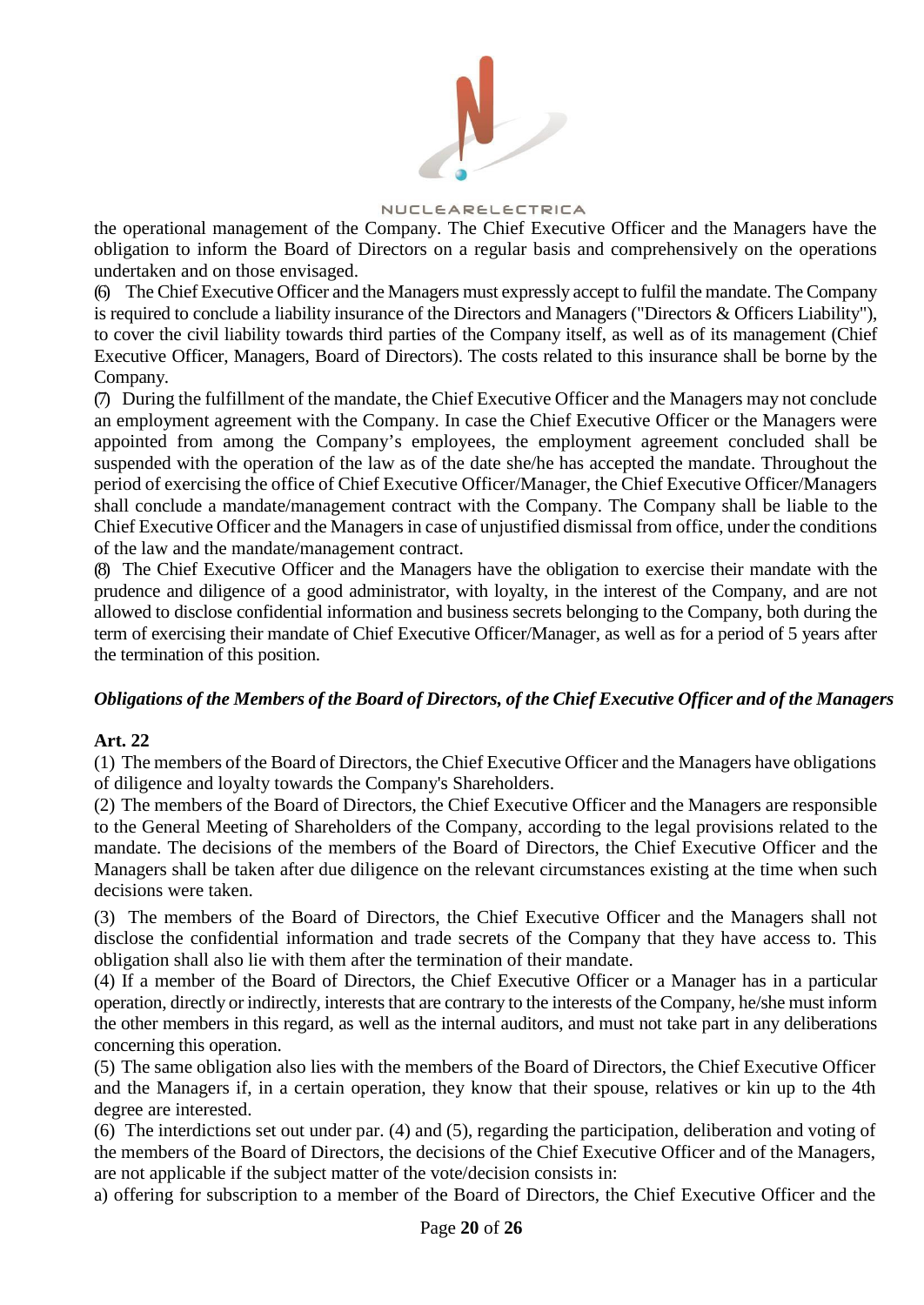the operational management of the Company. The Chief Executive Officer and the Managers have the obligation to inform the Board of Directors on a regular basis and comprehensively on the operations undertaken and on those envisaged.

(6) The Chief Executive Officer and the Managers must expressly accept to fulfil the mandate. The Company is required to conclude a liability insurance of the Directors and Managers ("Directors & Officers Liability"), to cover the civil liability towards third parties of the Company itself, as well as of its management (Chief Executive Officer, Managers, Board of Directors). The costs related to this insurance shall be borne by the Company.

(7) During the fulfillment of the mandate, the Chief Executive Officer and the Managers may not conclude an employment agreement with the Company. In case the Chief Executive Officer or the Managers were appointed from among the Company's employees, the employment agreement concluded shall be suspended with the operation of the law as of the date she/he has accepted the mandate. Throughout the period of exercising the office of Chief Executive Officer/Manager, the Chief Executive Officer/Managers shall conclude a mandate/management contract with the Company. The Company shall be liable to the Chief Executive Officer and the Managers in case of unjustified dismissal from office, under the conditions of the law and the mandate/management contract.

(8) The Chief Executive Officer and the Managers have the obligation to exercise their mandate with the prudence and diligence of a good administrator, with loyalty, in the interest of the Company, and are not allowed to disclose confidential information and business secrets belonging to the Company, both during the term of exercising their mandate of Chief Executive Officer/Manager, as well as for a period of 5 years after the termination of this position.

***Obligations of the Members of the Board of Directors, of the Chief Executive Officer and of the Managers***

**Art. 22**

(1) The members of the Board of Directors, the Chief Executive Officer and the Managers have obligations of diligence and loyalty towards the Company's Shareholders.

(2) The members of the Board of Directors, the Chief Executive Officer and the Managers are responsible to the General Meeting of Shareholders of the Company, according to the legal provisions related to the mandate. The decisions of the members of the Board of Directors, the Chief Executive Officer and the Managers shall be taken after due diligence on the relevant circumstances existing at the time when such decisions were taken.

(3) The members of the Board of Directors, the Chief Executive Officer and the Managers shall not disclose the confidential information and trade secrets of the Company that they have access to. This obligation shall also lie with them after the termination of their mandate.

(4) If a member of the Board of Directors, the Chief Executive Officer or a Manager has in a particular operation, directly or indirectly, interests that are contrary to the interests of the Company, he/she must inform the other members in this regard, as well as the internal auditors, and must not take part in any deliberations concerning this operation.

(5) The same obligation also lies with the members of the Board of Directors, the Chief Executive Officer and the Managers if, in a certain operation, they know that their spouse, relatives or kin up to the 4th degree are interested.

(6) The interdictions set out under par. (4) and (5), regarding the participation, deliberation and voting of the members of the Board of Directors, the decisions of the Chief Executive Officer and of the Managers, are not applicable if the subject matter of the vote/decision consists in:

a) offering for subscription to a member of the Board of Directors, the Chief Executive Officer and the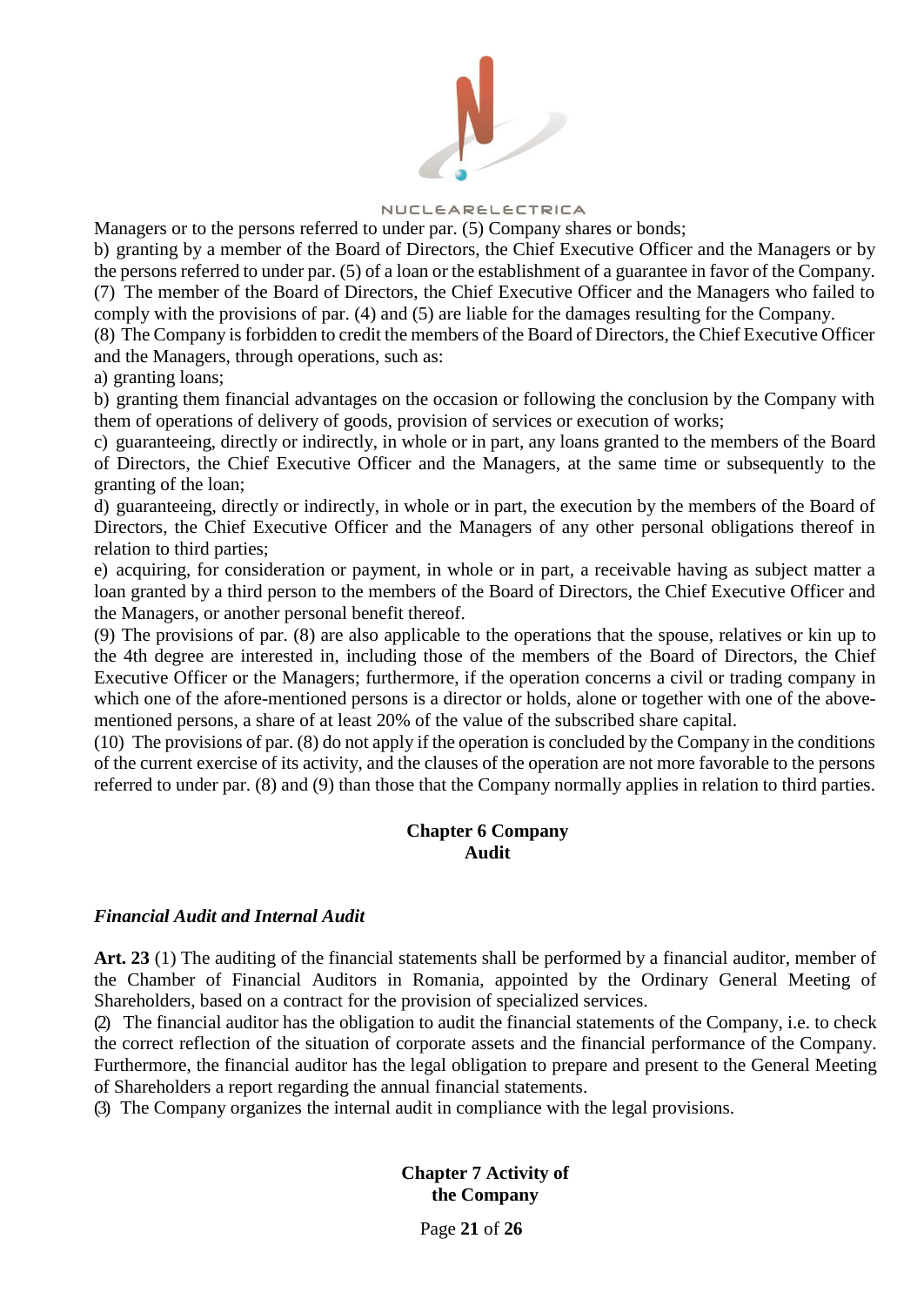Managers or to the persons referred to under par. (5) Company shares or bonds;

b) granting by a member of the Board of Directors, the Chief Executive Officer and the Managers or by the persons referred to under par. (5) of a loan or the establishment of a guarantee in favor of the Company.

(7) The member of the Board of Directors, the Chief Executive Officer and the Managers who failed to comply with the provisions of par. (4) and (5) are liable for the damages resulting for the Company.

(8) The Company is forbidden to credit the members of the Board of Directors, the Chief Executive Officer and the Managers, through operations, such as:

a) granting loans;

b) granting them financial advantages on the occasion or following the conclusion by the Company with them of operations of delivery of goods, provision of services or execution of works;

c) guaranteeing, directly or indirectly, in whole or in part, any loans granted to the members of the Board of Directors, the Chief Executive Officer and the Managers, at the same time or subsequently to the granting of the loan;

d) guaranteeing, directly or indirectly, in whole or in part, the execution by the members of the Board of Directors, the Chief Executive Officer and the Managers of any other personal obligations thereof in relation to third parties;

e) acquiring, for consideration or payment, in whole or in part, a receivable having as subject matter a loan granted by a third person to the members of the Board of Directors, the Chief Executive Officer and the Managers, or another personal benefit thereof.

(9) The provisions of par. (8) are also applicable to the operations that the spouse, relatives or kin up to the 4th degree are interested in, including those of the members of the Board of Directors, the Chief Executive Officer or the Managers; furthermore, if the operation concerns a civil or trading company in which one of the afore-mentioned persons is a director or holds, alone or together with one of the above-mentioned persons, a share of at least 20% of the value of the subscribed share capital.

(10) The provisions of par. (8) do not apply if the operation is concluded by the Company in the conditions of the current exercise of its activity, and the clauses of the operation are not more favorable to the persons referred to under par. (8) and (9) than those that the Company normally applies in relation to third parties.

## Chapter 6 Company Audit

### *Financial Audit and Internal Audit*

**Art. 23** (1) The auditing of the financial statements shall be performed by a financial auditor, member of the Chamber of Financial Auditors in Romania, appointed by the Ordinary General Meeting of Shareholders, based on a contract for the provision of specialized services.

(2) The financial auditor has the obligation to audit the financial statements of the Company, i.e. to check the correct reflection of the situation of corporate assets and the financial performance of the Company. Furthermore, the financial auditor has the legal obligation to prepare and present to the General Meeting of Shareholders a report regarding the annual financial statements.

(3) The Company organizes the internal audit in compliance with the legal provisions.

## Chapter 7 Activity of the Company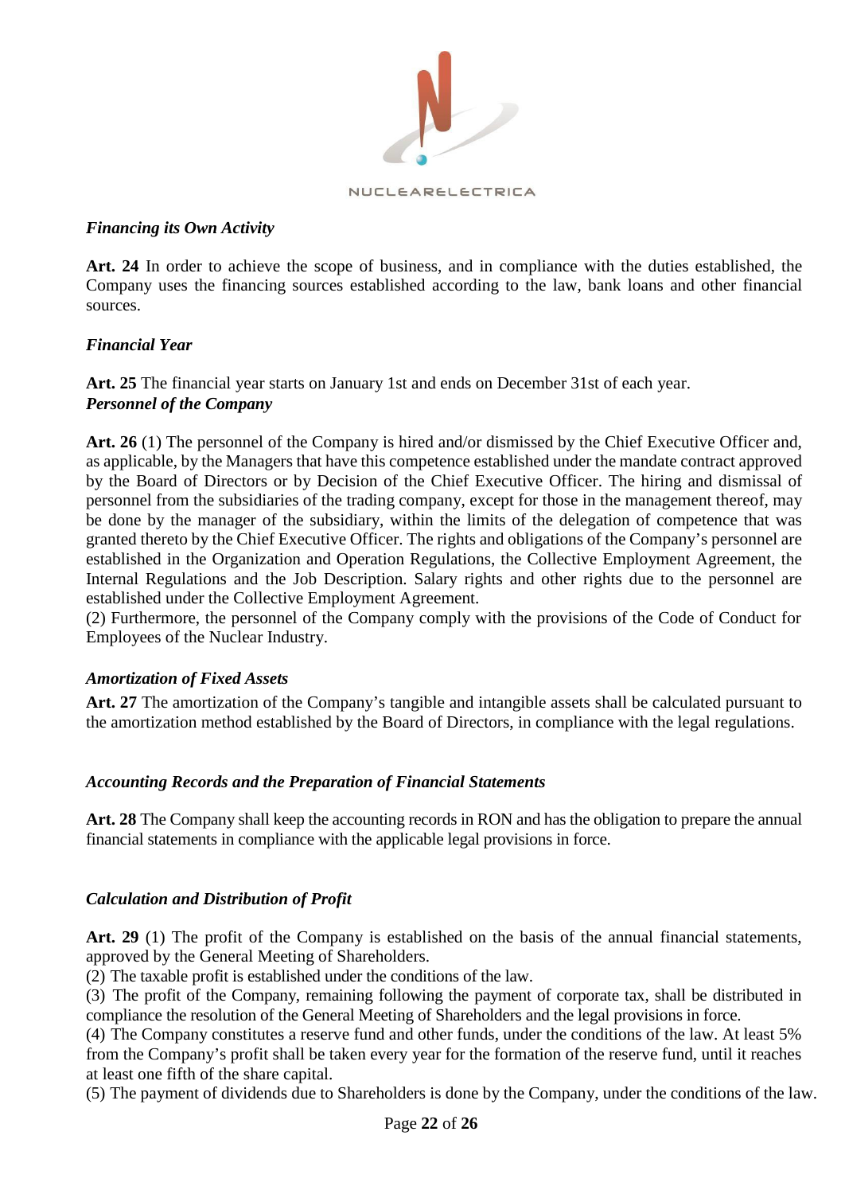*Financing its Own Activity*

**Art. 24** In order to achieve the scope of business, and in compliance with the duties established, the Company uses the financing sources established according to the law, bank loans and other financial sources.

*Financial Year*

**Art. 25** The financial year starts on January 1st and ends on December 31st of each year.

*Personnel of the Company*

**Art. 26** (1) The personnel of the Company is hired and/or dismissed by the Chief Executive Officer and, as applicable, by the Managers that have this competence established under the mandate contract approved by the Board of Directors or by Decision of the Chief Executive Officer. The hiring and dismissal of personnel from the subsidiaries of the trading company, except for those in the management thereof, may be done by the manager of the subsidiary, within the limits of the delegation of competence that was granted thereto by the Chief Executive Officer. The rights and obligations of the Company's personnel are established in the Organization and Operation Regulations, the Collective Employment Agreement, the Internal Regulations and the Job Description. Salary rights and other rights due to the personnel are established under the Collective Employment Agreement.

(2) Furthermore, the personnel of the Company comply with the provisions of the Code of Conduct for Employees of the Nuclear Industry.

*Amortization of Fixed Assets*

**Art. 27** The amortization of the Company's tangible and intangible assets shall be calculated pursuant to the amortization method established by the Board of Directors, in compliance with the legal regulations.

*Accounting Records and the Preparation of Financial Statements*

**Art. 28** The Company shall keep the accounting records in RON and has the obligation to prepare the annual financial statements in compliance with the applicable legal provisions in force.

*Calculation and Distribution of Profit*

**Art. 29** (1) The profit of the Company is established on the basis of the annual financial statements, approved by the General Meeting of Shareholders.

(2) The taxable profit is established under the conditions of the law.

(3) The profit of the Company, remaining following the payment of corporate tax, shall be distributed in compliance the resolution of the General Meeting of Shareholders and the legal provisions in force.

(4) The Company constitutes a reserve fund and other funds, under the conditions of the law. At least 5% from the Company's profit shall be taken every year for the formation of the reserve fund, until it reaches at least one fifth of the share capital.

(5) The payment of dividends due to Shareholders is done by the Company, under the conditions of the law.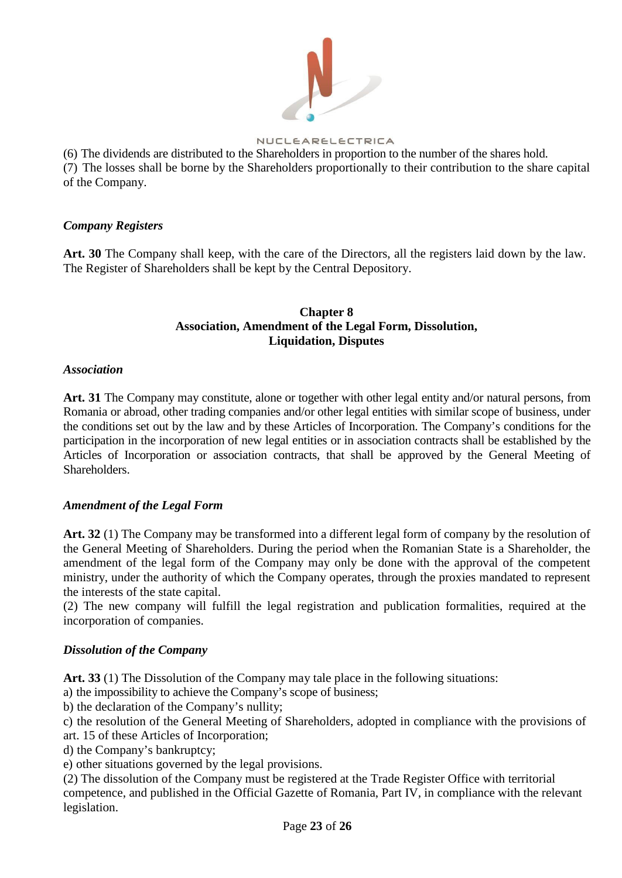(6) The dividends are distributed to the Shareholders in proportion to the number of the shares hold.
(7) The losses shall be borne by the Shareholders proportionally to their contribution to the share capital of the Company.

***Company Registers***

**Art. 30** The Company shall keep, with the care of the Directors, all the registers laid down by the law. The Register of Shareholders shall be kept by the Central Depository.

## Chapter 8
## Association, Amendment of the Legal Form, Dissolution, Liquidation, Disputes

***Association***

**Art. 31** The Company may constitute, alone or together with other legal entity and/or natural persons, from Romania or abroad, other trading companies and/or other legal entities with similar scope of business, under the conditions set out by the law and by these Articles of Incorporation. The Company's conditions for the participation in the incorporation of new legal entities or in association contracts shall be established by the Articles of Incorporation or association contracts, that shall be approved by the General Meeting of Shareholders.

***Amendment of the Legal Form***

**Art. 32** (1) The Company may be transformed into a different legal form of company by the resolution of the General Meeting of Shareholders. During the period when the Romanian State is a Shareholder, the amendment of the legal form of the Company may only be done with the approval of the competent ministry, under the authority of which the Company operates, through the proxies mandated to represent the interests of the state capital.
(2) The new company will fulfill the legal registration and publication formalities, required at the incorporation of companies.

***Dissolution of the Company***

**Art. 33** (1) The Dissolution of the Company may tale place in the following situations:
a) the impossibility to achieve the Company's scope of business;
b) the declaration of the Company's nullity;
c) the resolution of the General Meeting of Shareholders, adopted in compliance with the provisions of art. 15 of these Articles of Incorporation;
d) the Company's bankruptcy;
e) other situations governed by the legal provisions.
(2) The dissolution of the Company must be registered at the Trade Register Office with territorial competence, and published in the Official Gazette of Romania, Part IV, in compliance with the relevant legislation.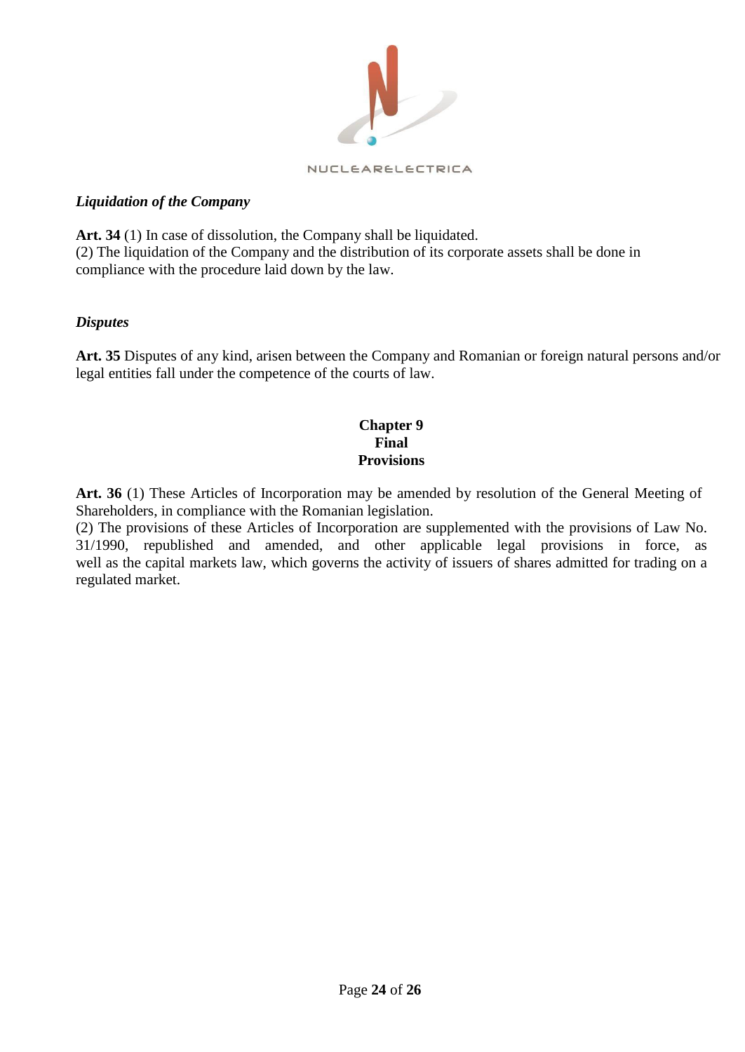***Liquidation of the Company***

**Art. 34** (1) In case of dissolution, the Company shall be liquidated.
(2) The liquidation of the Company and the distribution of its corporate assets shall be done in compliance with the procedure laid down by the law.

***Disputes***

**Art. 35** Disputes of any kind, arisen between the Company and Romanian or foreign natural persons and/or legal entities fall under the competence of the courts of law.

## Chapter 9
## Final Provisions

**Art. 36** (1) These Articles of Incorporation may be amended by resolution of the General Meeting of Shareholders, in compliance with the Romanian legislation.
(2) The provisions of these Articles of Incorporation are supplemented with the provisions of Law No. 31/1990, republished and amended, and other applicable legal provisions in force, as well as the capital markets law, which governs the activity of issuers of shares admitted for trading on a regulated market.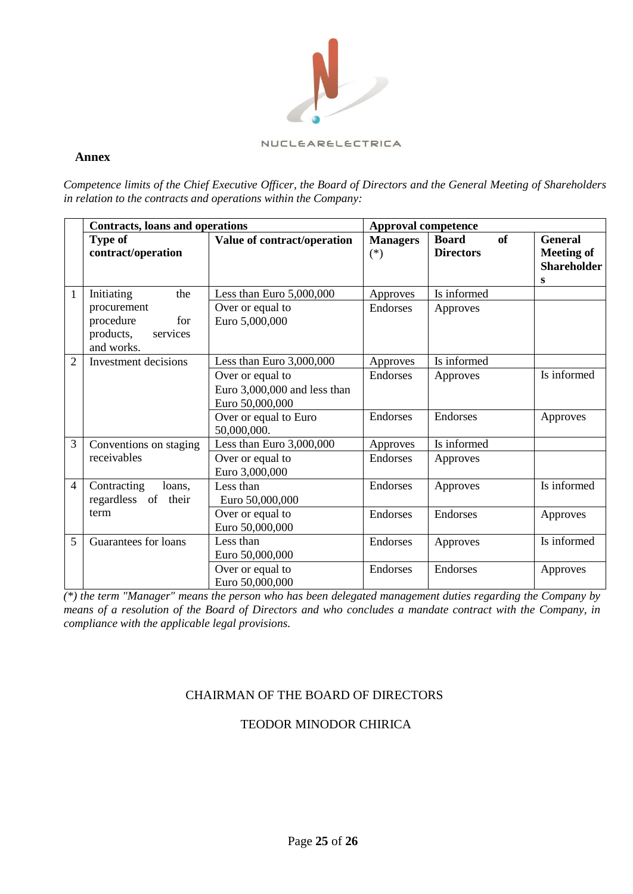NUCLEARELECTRICA

**Annex**

*Competence limits of the Chief Executive Officer, the Board of Directors and the General Meeting of Shareholders in relation to the contracts and operations within the Company:*

| | Contracts, loans and operations | | Approval competence | | |
|---|---|---|---|---|---|
| | **Type of contract/operation** | **Value of contract/operation** | **Managers (*)** | **Board of Directors** | **General Meeting of Shareholders** |
| 1 | Initiating the procurement procedure for products, services and works. | Less than Euro 5,000,000 | Approves | Is informed | |
| | | Over or equal to Euro 5,000,000 | Endorses | Approves | |
| 2 | Investment decisions | Less than Euro 3,000,000 | Approves | Is informed | |
| | | Over or equal to Euro 3,000,000 and less than Euro 50,000,000 | Endorses | Approves | Is informed |
| | | Over or equal to Euro 50,000,000. | Endorses | Endorses | Approves |
| 3 | Conventions on staging receivables | Less than Euro 3,000,000 | Approves | Is informed | |
| | | Over or equal to Euro 3,000,000 | Endorses | Approves | |
| 4 | Contracting loans, regardless of their term | Less than Euro 50,000,000 | Endorses | Approves | Is informed |
| | | Over or equal to Euro 50,000,000 | Endorses | Endorses | Approves |
| 5 | Guarantees for loans | Less than Euro 50,000,000 | Endorses | Approves | Is informed |
| | | Over or equal to Euro 50,000,000 | Endorses | Endorses | Approves |

*(\*) the term "Manager" means the person who has been delegated management duties regarding the Company by means of a resolution of the Board of Directors and who concludes a mandate contract with the Company, in compliance with the applicable legal provisions.*

CHAIRMAN OF THE BOARD OF DIRECTORS

TEODOR MINODOR CHIRICA